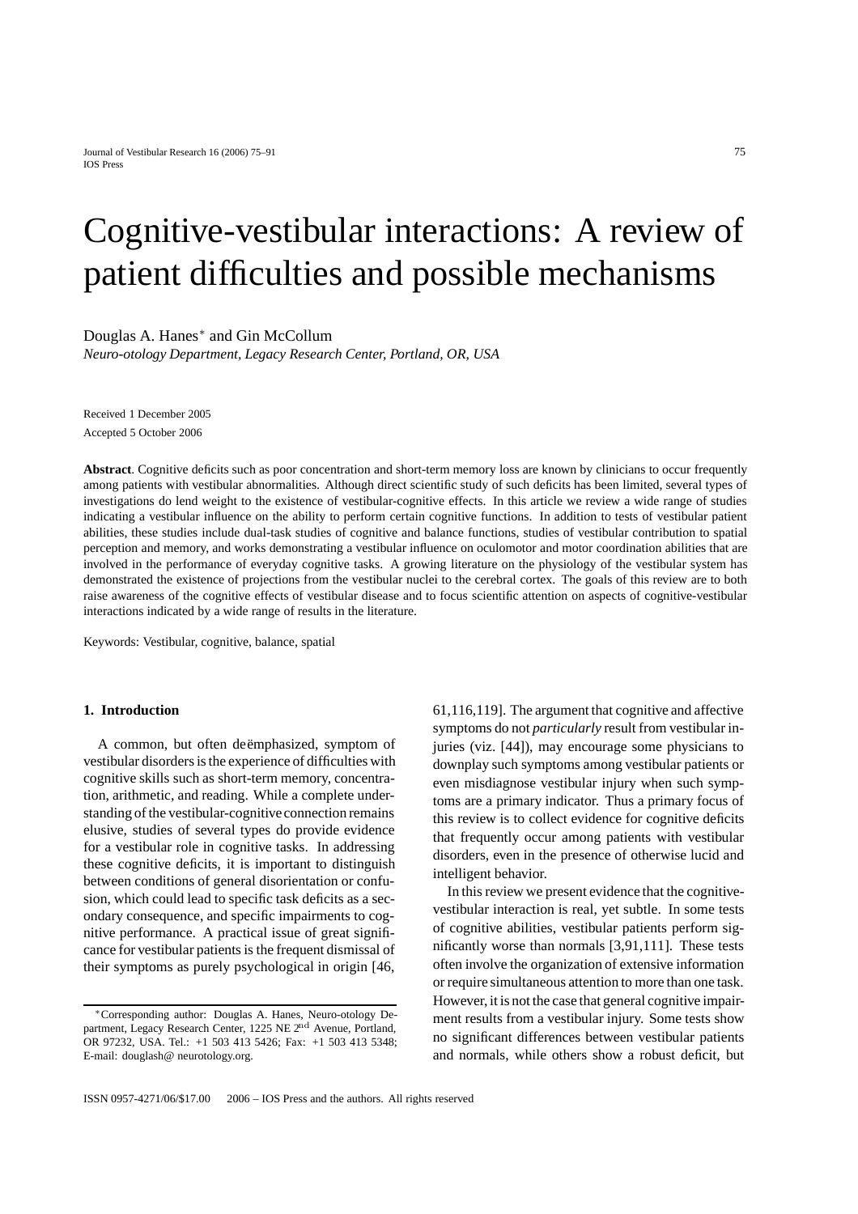# Cognitive-vestibular interactions: A review of patient difficulties and possible mechanisms

Douglas A. Hanes* and Gin McCollum

*Neuro-otology Department, Legacy Research Center, Portland, OR, USA*

Received 1 December 2005

Accepted 5 October 2006

**Abstract**. Cognitive deficits such as poor concentration and short-term memory loss are known by clinicians to occur frequently among patients with vestibular abnormalities. Although direct scientific study of such deficits has been limited, several types of investigations do lend weight to the existence of vestibular-cognitive effects. In this article we review a wide range of studies indicating a vestibular influence on the ability to perform certain cognitive functions. In addition to tests of vestibular patient abilities, these studies include dual-task studies of cognitive and balance functions, studies of vestibular contribution to spatial perception and memory, and works demonstrating a vestibular influence on oculomotor and motor coordination abilities that are involved in the performance of everyday cognitive tasks. A growing literature on the physiology of the vestibular system has demonstrated the existence of projections from the vestibular nuclei to the cerebral cortex. The goals of this review are to both raise awareness of the cognitive effects of vestibular disease and to focus scientific attention on aspects of cognitive-vestibular interactions indicated by a wide range of results in the literature.

Keywords: Vestibular, cognitive, balance, spatial

## 1. Introduction

A common, but often deëmphasized, symptom of vestibular disorders is the experience of difficulties with cognitive skills such as short-term memory, concentration, arithmetic, and reading. While a complete understanding of the vestibular-cognitive connection remains elusive, studies of several types do provide evidence for a vestibular role in cognitive tasks. In addressing these cognitive deficits, it is important to distinguish between conditions of general disorientation or confusion, which could lead to specific task deficits as a secondary consequence, and specific impairments to cognitive performance. A practical issue of great significance for vestibular patients is the frequent dismissal of their symptoms as purely psychological in origin [46, 61,116,119]. The argument that cognitive and affective symptoms do not *particularly* result from vestibular injuries (viz. [44]), may encourage some physicians to downplay such symptoms among vestibular patients or even misdiagnose vestibular injury when such symptoms are a primary indicator. Thus a primary focus of this review is to collect evidence for cognitive deficits that frequently occur among patients with vestibular disorders, even in the presence of otherwise lucid and intelligent behavior.

In this review we present evidence that the cognitive-vestibular interaction is real, yet subtle. In some tests of cognitive abilities, vestibular patients perform significantly worse than normals [3,91,111]. These tests often involve the organization of extensive information or require simultaneous attention to more than one task. However, it is not the case that general cognitive impairment results from a vestibular injury. Some tests show no significant differences between vestibular patients and normals, while others show a robust deficit, but

*Corresponding author: Douglas A. Hanes, Neuro-otology Department, Legacy Research Center, 1225 NE 2nd Avenue, Portland, OR 97232, USA. Tel.: +1 503 413 5426; Fax: +1 503 413 5348; E-mail: douglash@ neurotology.org.

ISSN 0957-4271/06/$17.00 2006 – IOS Press and the authors. All rights reserved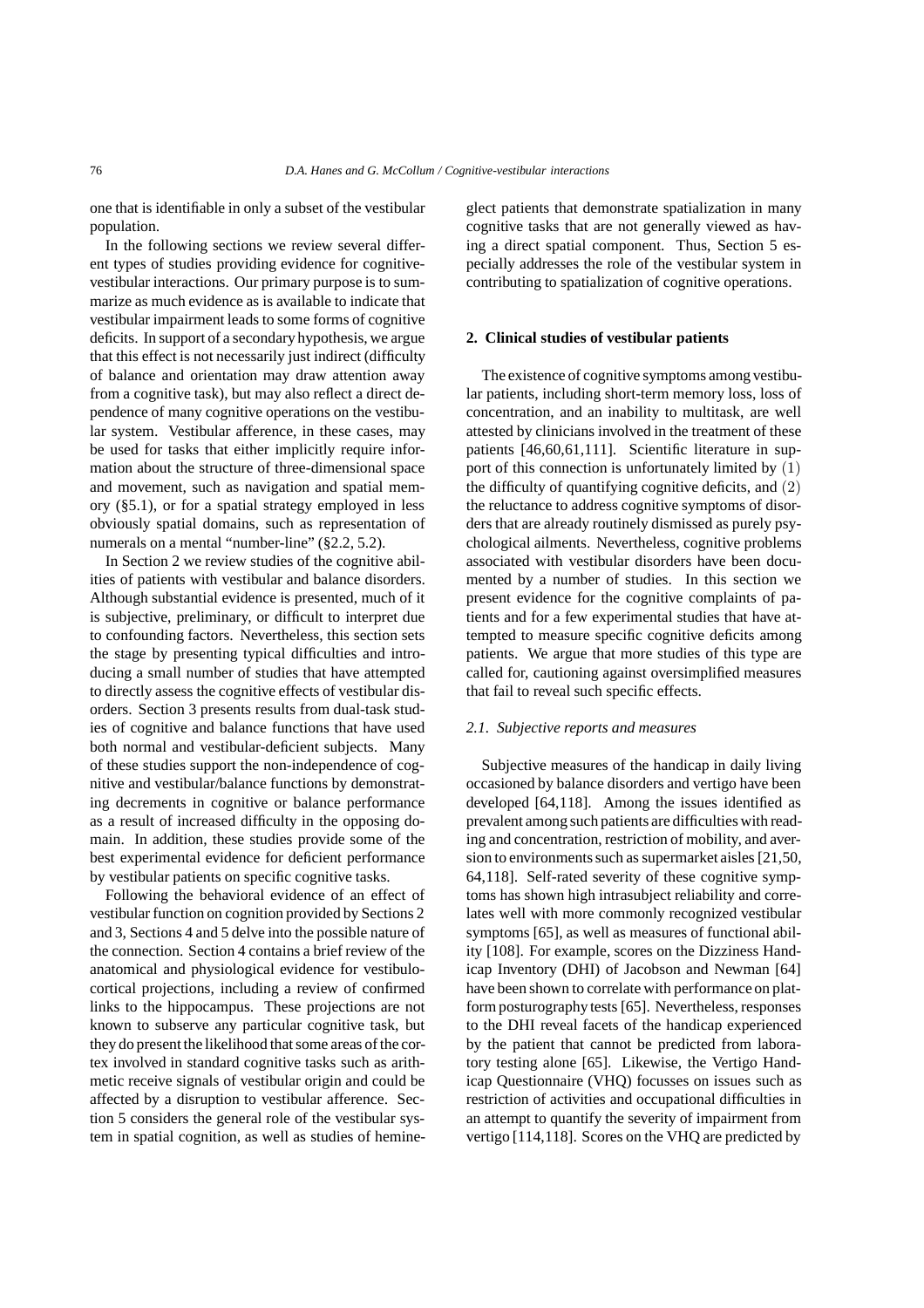one that is identifiable in only a subset of the vestibular population.

In the following sections we review several different types of studies providing evidence for cognitive-vestibular interactions. Our primary purpose is to summarize as much evidence as is available to indicate that vestibular impairment leads to some forms of cognitive deficits. In support of a secondary hypothesis, we argue that this effect is not necessarily just indirect (difficulty of balance and orientation may draw attention away from a cognitive task), but may also reflect a direct dependence of many cognitive operations on the vestibular system. Vestibular afference, in these cases, may be used for tasks that either implicitly require information about the structure of three-dimensional space and movement, such as navigation and spatial memory (§5.1), or for a spatial strategy employed in less obviously spatial domains, such as representation of numerals on a mental "number-line" (§2.2, 5.2).

In Section 2 we review studies of the cognitive abilities of patients with vestibular and balance disorders. Although substantial evidence is presented, much of it is subjective, preliminary, or difficult to interpret due to confounding factors. Nevertheless, this section sets the stage by presenting typical difficulties and introducing a small number of studies that have attempted to directly assess the cognitive effects of vestibular disorders. Section 3 presents results from dual-task studies of cognitive and balance functions that have used both normal and vestibular-deficient subjects. Many of these studies support the non-independence of cognitive and vestibular/balance functions by demonstrating decrements in cognitive or balance performance as a result of increased difficulty in the opposing domain. In addition, these studies provide some of the best experimental evidence for deficient performance by vestibular patients on specific cognitive tasks.

Following the behavioral evidence of an effect of vestibular function on cognition provided by Sections 2 and 3, Sections 4 and 5 delve into the possible nature of the connection. Section 4 contains a brief review of the anatomical and physiological evidence for vestibulocortical projections, including a review of confirmed links to the hippocampus. These projections are not known to subserve any particular cognitive task, but they do present the likelihood that some areas of the cortex involved in standard cognitive tasks such as arithmetic receive signals of vestibular origin and could be affected by a disruption to vestibular afference. Section 5 considers the general role of the vestibular system in spatial cognition, as well as studies of hemineglect patients that demonstrate spatialization in many cognitive tasks that are not generally viewed as having a direct spatial component. Thus, Section 5 especially addresses the role of the vestibular system in contributing to spatialization of cognitive operations.

## 2. Clinical studies of vestibular patients

The existence of cognitive symptoms among vestibular patients, including short-term memory loss, loss of concentration, and an inability to multitask, are well attested by clinicians involved in the treatment of these patients [46,60,61,111]. Scientific literature in support of this connection is unfortunately limited by (1) the difficulty of quantifying cognitive deficits, and (2) the reluctance to address cognitive symptoms of disorders that are already routinely dismissed as purely psychological ailments. Nevertheless, cognitive problems associated with vestibular disorders have been documented by a number of studies. In this section we present evidence for the cognitive complaints of patients and for a few experimental studies that have attempted to measure specific cognitive deficits among patients. We argue that more studies of this type are called for, cautioning against oversimplified measures that fail to reveal such specific effects.

### *2.1. Subjective reports and measures*

Subjective measures of the handicap in daily living occasioned by balance disorders and vertigo have been developed [64,118]. Among the issues identified as prevalent among such patients are difficulties with reading and concentration, restriction of mobility, and aversion to environments such as supermarket aisles [21,50,64,118]. Self-rated severity of these cognitive symptoms has shown high intrasubject reliability and correlates well with more commonly recognized vestibular symptoms [65], as well as measures of functional ability [108]. For example, scores on the Dizziness Handicap Inventory (DHI) of Jacobson and Newman [64] have been shown to correlate with performance on platform posturography tests [65]. Nevertheless, responses to the DHI reveal facets of the handicap experienced by the patient that cannot be predicted from laboratory testing alone [65]. Likewise, the Vertigo Handicap Questionnaire (VHQ) focusses on issues such as restriction of activities and occupational difficulties in an attempt to quantify the severity of impairment from vertigo [114,118]. Scores on the VHQ are predicted by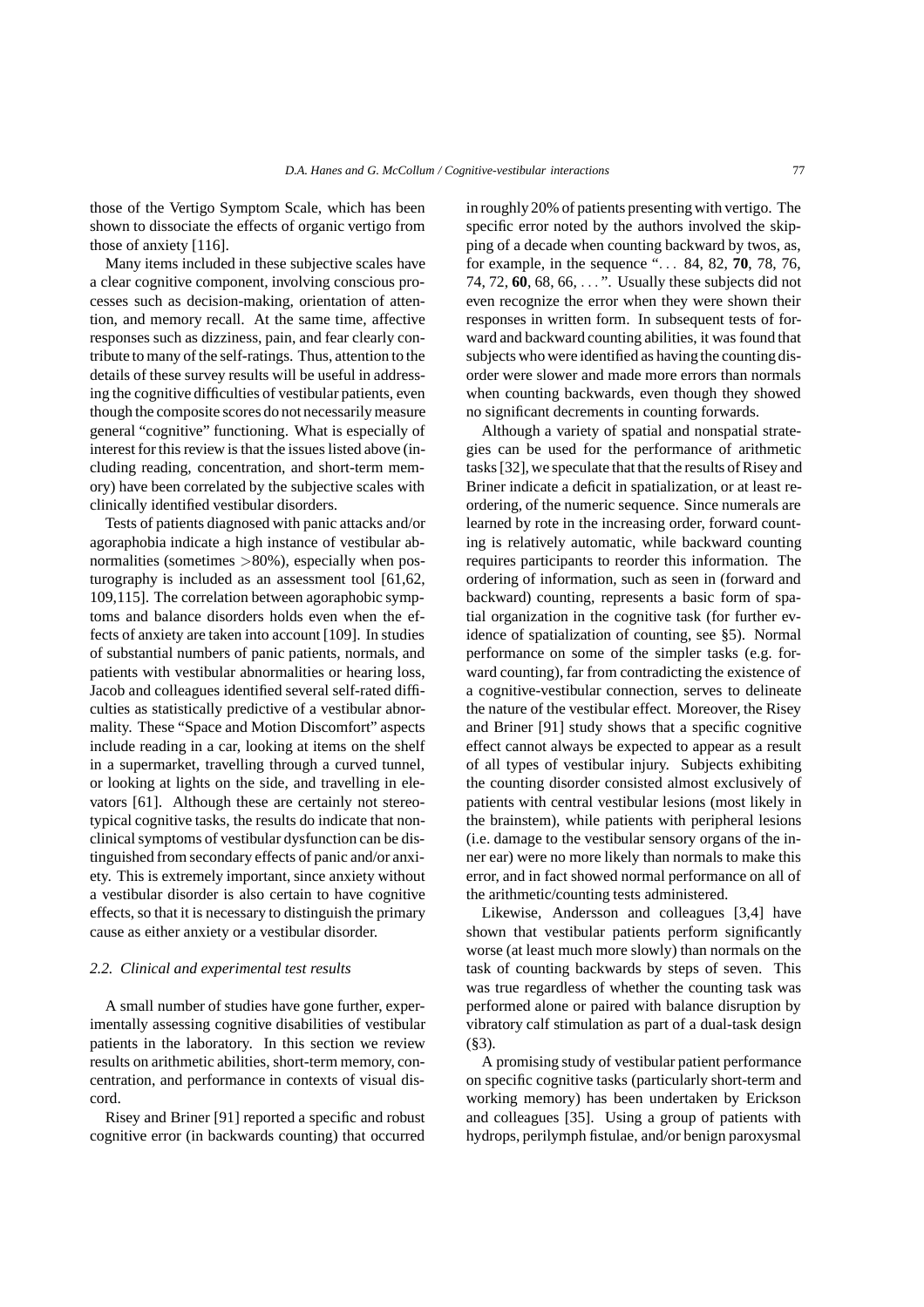those of the Vertigo Symptom Scale, which has been shown to dissociate the effects of organic vertigo from those of anxiety [116].

Many items included in these subjective scales have a clear cognitive component, involving conscious processes such as decision-making, orientation of attention, and memory recall. At the same time, affective responses such as dizziness, pain, and fear clearly contribute to many of the self-ratings. Thus, attention to the details of these survey results will be useful in addressing the cognitive difficulties of vestibular patients, even though the composite scores do not necessarily measure general "cognitive" functioning. What is especially of interest for this review is that the issues listed above (including reading, concentration, and short-term memory) have been correlated by the subjective scales with clinically identified vestibular disorders.

Tests of patients diagnosed with panic attacks and/or agoraphobia indicate a high instance of vestibular abnormalities (sometimes $>80\%$), especially when posturography is included as an assessment tool [61,62, 109,115]. The correlation between agoraphobic symptoms and balance disorders holds even when the effects of anxiety are taken into account [109]. In studies of substantial numbers of panic patients, normals, and patients with vestibular abnormalities or hearing loss, Jacob and colleagues identified several self-rated difficulties as statistically predictive of a vestibular abnormality. These "Space and Motion Discomfort" aspects include reading in a car, looking at items on the shelf in a supermarket, travelling through a curved tunnel, or looking at lights on the side, and travelling in elevators [61]. Although these are certainly not stereotypical cognitive tasks, the results do indicate that nonclinical symptoms of vestibular dysfunction can be distinguished from secondary effects of panic and/or anxiety. This is extremely important, since anxiety without a vestibular disorder is also certain to have cognitive effects, so that it is necessary to distinguish the primary cause as either anxiety or a vestibular disorder.

### *2.2. Clinical and experimental test results*

A small number of studies have gone further, experimentally assessing cognitive disabilities of vestibular patients in the laboratory. In this section we review results on arithmetic abilities, short-term memory, concentration, and performance in contexts of visual discord.

Risey and Briner [91] reported a specific and robust cognitive error (in backwards counting) that occurred in roughly 20% of patients presenting with vertigo. The specific error noted by the authors involved the skipping of a decade when counting backward by twos, as, for example, in the sequence "... 84, 82, **70**, 78, 76, 74, 72, **60**, 68, 66, ...". Usually these subjects did not even recognize the error when they were shown their responses in written form. In subsequent tests of forward and backward counting abilities, it was found that subjects who were identified as having the counting disorder were slower and made more errors than normals when counting backwards, even though they showed no significant decrements in counting forwards.

Although a variety of spatial and nonspatial strategies can be used for the performance of arithmetic tasks [32], we speculate that that the results of Risey and Briner indicate a deficit in spatialization, or at least reordering, of the numeric sequence. Since numerals are learned by rote in the increasing order, forward counting is relatively automatic, while backward counting requires participants to reorder this information. The ordering of information, such as seen in (forward and backward) counting, represents a basic form of spatial organization in the cognitive task (for further evidence of spatialization of counting, see §5). Normal performance on some of the simpler tasks (e.g. forward counting), far from contradicting the existence of a cognitive-vestibular connection, serves to delineate the nature of the vestibular effect. Moreover, the Risey and Briner [91] study shows that a specific cognitive effect cannot always be expected to appear as a result of all types of vestibular injury. Subjects exhibiting the counting disorder consisted almost exclusively of patients with central vestibular lesions (most likely in the brainstem), while patients with peripheral lesions (i.e. damage to the vestibular sensory organs of the inner ear) were no more likely than normals to make this error, and in fact showed normal performance on all of the arithmetic/counting tests administered.

Likewise, Andersson and colleagues [3,4] have shown that vestibular patients perform significantly worse (at least much more slowly) than normals on the task of counting backwards by steps of seven. This was true regardless of whether the counting task was performed alone or paired with balance disruption by vibratory calf stimulation as part of a dual-task design (§3).

A promising study of vestibular patient performance on specific cognitive tasks (particularly short-term and working memory) has been undertaken by Erickson and colleagues [35]. Using a group of patients with hydrops, perilymph fistulae, and/or benign paroxysmal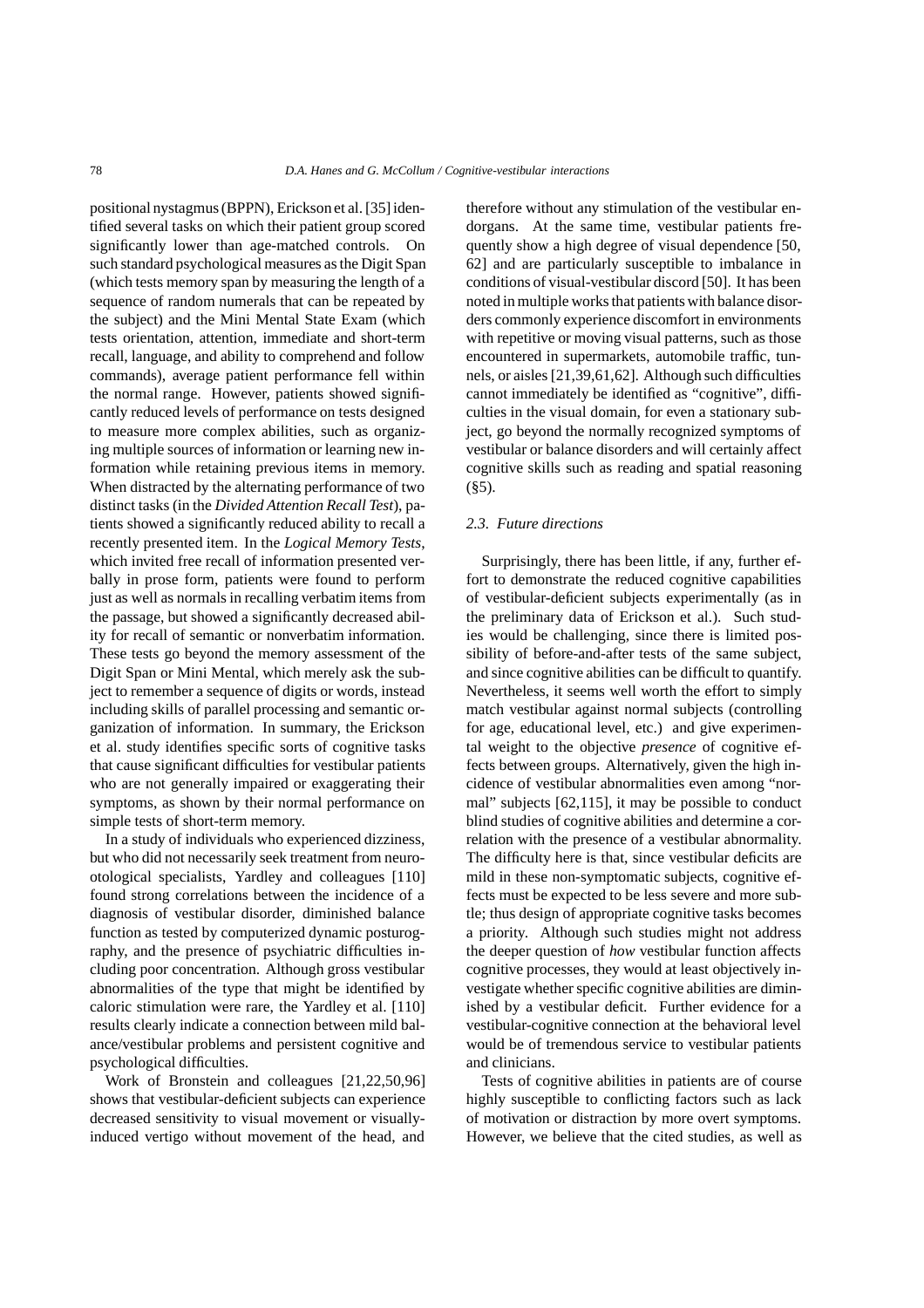positional nystagmus (BPPN), Erickson et al. [35] identified several tasks on which their patient group scored significantly lower than age-matched controls. On such standard psychological measures as the Digit Span (which tests memory span by measuring the length of a sequence of random numerals that can be repeated by the subject) and the Mini Mental State Exam (which tests orientation, attention, immediate and short-term recall, language, and ability to comprehend and follow commands), average patient performance fell within the normal range. However, patients showed significantly reduced levels of performance on tests designed to measure more complex abilities, such as organizing multiple sources of information or learning new information while retaining previous items in memory. When distracted by the alternating performance of two distinct tasks (in the *Divided Attention Recall Test*), patients showed a significantly reduced ability to recall a recently presented item. In the *Logical Memory Tests*, which invited free recall of information presented verbally in prose form, patients were found to perform just as well as normals in recalling verbatim items from the passage, but showed a significantly decreased ability for recall of semantic or nonverbatim information. These tests go beyond the memory assessment of the Digit Span or Mini Mental, which merely ask the subject to remember a sequence of digits or words, instead including skills of parallel processing and semantic organization of information. In summary, the Erickson et al. study identifies specific sorts of cognitive tasks that cause significant difficulties for vestibular patients who are not generally impaired or exaggerating their symptoms, as shown by their normal performance on simple tests of short-term memory.

In a study of individuals who experienced dizziness, but who did not necessarily seek treatment from neurootological specialists, Yardley and colleagues [110] found strong correlations between the incidence of a diagnosis of vestibular disorder, diminished balance function as tested by computerized dynamic posturography, and the presence of psychiatric difficulties including poor concentration. Although gross vestibular abnormalities of the type that might be identified by caloric stimulation were rare, the Yardley et al. [110] results clearly indicate a connection between mild balance/vestibular problems and persistent cognitive and psychological difficulties.

Work of Bronstein and colleagues [21,22,50,96] shows that vestibular-deficient subjects can experience decreased sensitivity to visual movement or visually-induced vertigo without movement of the head, and therefore without any stimulation of the vestibular endorgans. At the same time, vestibular patients frequently show a high degree of visual dependence [50, 62] and are particularly susceptible to imbalance in conditions of visual-vestibular discord [50]. It has been noted in multiple works that patients with balance disorders commonly experience discomfort in environments with repetitive or moving visual patterns, such as those encountered in supermarkets, automobile traffic, tunnels, or aisles [21,39,61,62]. Although such difficulties cannot immediately be identified as "cognitive", difficulties in the visual domain, for even a stationary subject, go beyond the normally recognized symptoms of vestibular or balance disorders and will certainly affect cognitive skills such as reading and spatial reasoning (§5).

### 2.3. Future directions

Surprisingly, there has been little, if any, further effort to demonstrate the reduced cognitive capabilities of vestibular-deficient subjects experimentally (as in the preliminary data of Erickson et al.). Such studies would be challenging, since there is limited possibility of before-and-after tests of the same subject, and since cognitive abilities can be difficult to quantify. Nevertheless, it seems well worth the effort to simply match vestibular against normal subjects (controlling for age, educational level, etc.) and give experimental weight to the objective *presence* of cognitive effects between groups. Alternatively, given the high incidence of vestibular abnormalities even among "normal" subjects [62,115], it may be possible to conduct blind studies of cognitive abilities and determine a correlation with the presence of a vestibular abnormality. The difficulty here is that, since vestibular deficits are mild in these non-symptomatic subjects, cognitive effects must be expected to be less severe and more subtle; thus design of appropriate cognitive tasks becomes a priority. Although such studies might not address the deeper question of *how* vestibular function affects cognitive processes, they would at least objectively investigate whether specific cognitive abilities are diminished by a vestibular deficit. Further evidence for a vestibular-cognitive connection at the behavioral level would be of tremendous service to vestibular patients and clinicians.

Tests of cognitive abilities in patients are of course highly susceptible to conflicting factors such as lack of motivation or distraction by more overt symptoms. However, we believe that the cited studies, as well as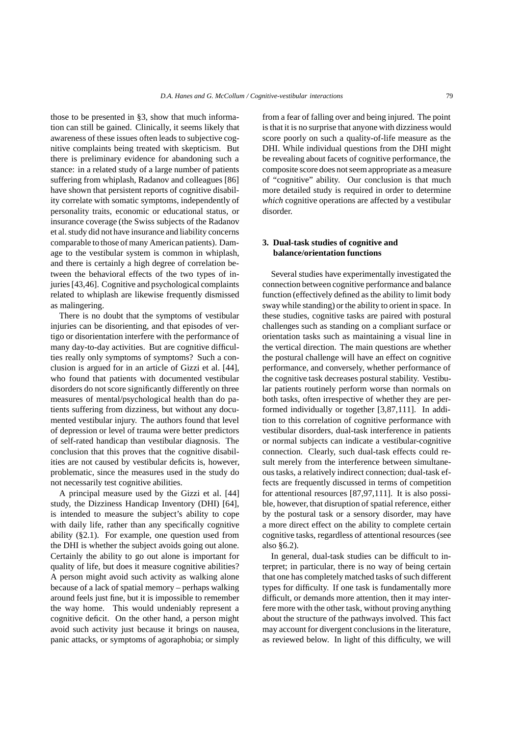those to be presented in §3, show that much information can still be gained. Clinically, it seems likely that awareness of these issues often leads to subjective cognitive complaints being treated with skepticism. But there is preliminary evidence for abandoning such a stance: in a related study of a large number of patients suffering from whiplash, Radanov and colleagues [86] have shown that persistent reports of cognitive disability correlate with somatic symptoms, independently of personality traits, economic or educational status, or insurance coverage (the Swiss subjects of the Radanov et al. study did not have insurance and liability concerns comparable to those of many American patients). Damage to the vestibular system is common in whiplash, and there is certainly a high degree of correlation between the behavioral effects of the two types of injuries [43,46]. Cognitive and psychological complaints related to whiplash are likewise frequently dismissed as malingering.

There is no doubt that the symptoms of vestibular injuries can be disorienting, and that episodes of vertigo or disorientation interfere with the performance of many day-to-day activities. But are cognitive difficulties really only symptoms of symptoms? Such a conclusion is argued for in an article of Gizzi et al. [44], who found that patients with documented vestibular disorders do not score significantly differently on three measures of mental/psychological health than do patients suffering from dizziness, but without any documented vestibular injury. The authors found that level of depression or level of trauma were better predictors of self-rated handicap than vestibular diagnosis. The conclusion that this proves that the cognitive disabilities are not caused by vestibular deficits is, however, problematic, since the measures used in the study do not necessarily test cognitive abilities.

A principal measure used by the Gizzi et al. [44] study, the Dizziness Handicap Inventory (DHI) [64], is intended to measure the subject's ability to cope with daily life, rather than any specifically cognitive ability (§2.1). For example, one question used from the DHI is whether the subject avoids going out alone. Certainly the ability to go out alone is important for quality of life, but does it measure cognitive abilities? A person might avoid such activity as walking alone because of a lack of spatial memory – perhaps walking around feels just fine, but it is impossible to remember the way home. This would undeniably represent a cognitive deficit. On the other hand, a person might avoid such activity just because it brings on nausea, panic attacks, or symptoms of agoraphobia; or simply from a fear of falling over and being injured. The point is that it is no surprise that anyone with dizziness would score poorly on such a quality-of-life measure as the DHI. While individual questions from the DHI might be revealing about facets of cognitive performance, the composite score does not seem appropriate as a measure of "cognitive" ability. Our conclusion is that much more detailed study is required in order to determine *which* cognitive operations are affected by a vestibular disorder.

## 3. Dual-task studies of cognitive and balance/orientation functions

Several studies have experimentally investigated the connection between cognitive performance and balance function (effectively defined as the ability to limit body sway while standing) or the ability to orient in space. In these studies, cognitive tasks are paired with postural challenges such as standing on a compliant surface or orientation tasks such as maintaining a visual line in the vertical direction. The main questions are whether the postural challenge will have an effect on cognitive performance, and conversely, whether performance of the cognitive task decreases postural stability. Vestibular patients routinely perform worse than normals on both tasks, often irrespective of whether they are performed individually or together [3,87,111]. In addition to this correlation of cognitive performance with vestibular disorders, dual-task interference in patients or normal subjects can indicate a vestibular-cognitive connection. Clearly, such dual-task effects could result merely from the interference between simultaneous tasks, a relatively indirect connection; dual-task effects are frequently discussed in terms of competition for attentional resources [87,97,111]. It is also possible, however, that disruption of spatial reference, either by the postural task or a sensory disorder, may have a more direct effect on the ability to complete certain cognitive tasks, regardless of attentional resources (see also §6.2).

In general, dual-task studies can be difficult to interpret; in particular, there is no way of being certain that one has completely matched tasks of such different types for difficulty. If one task is fundamentally more difficult, or demands more attention, then it may interfere more with the other task, without proving anything about the structure of the pathways involved. This fact may account for divergent conclusions in the literature, as reviewed below. In light of this difficulty, we will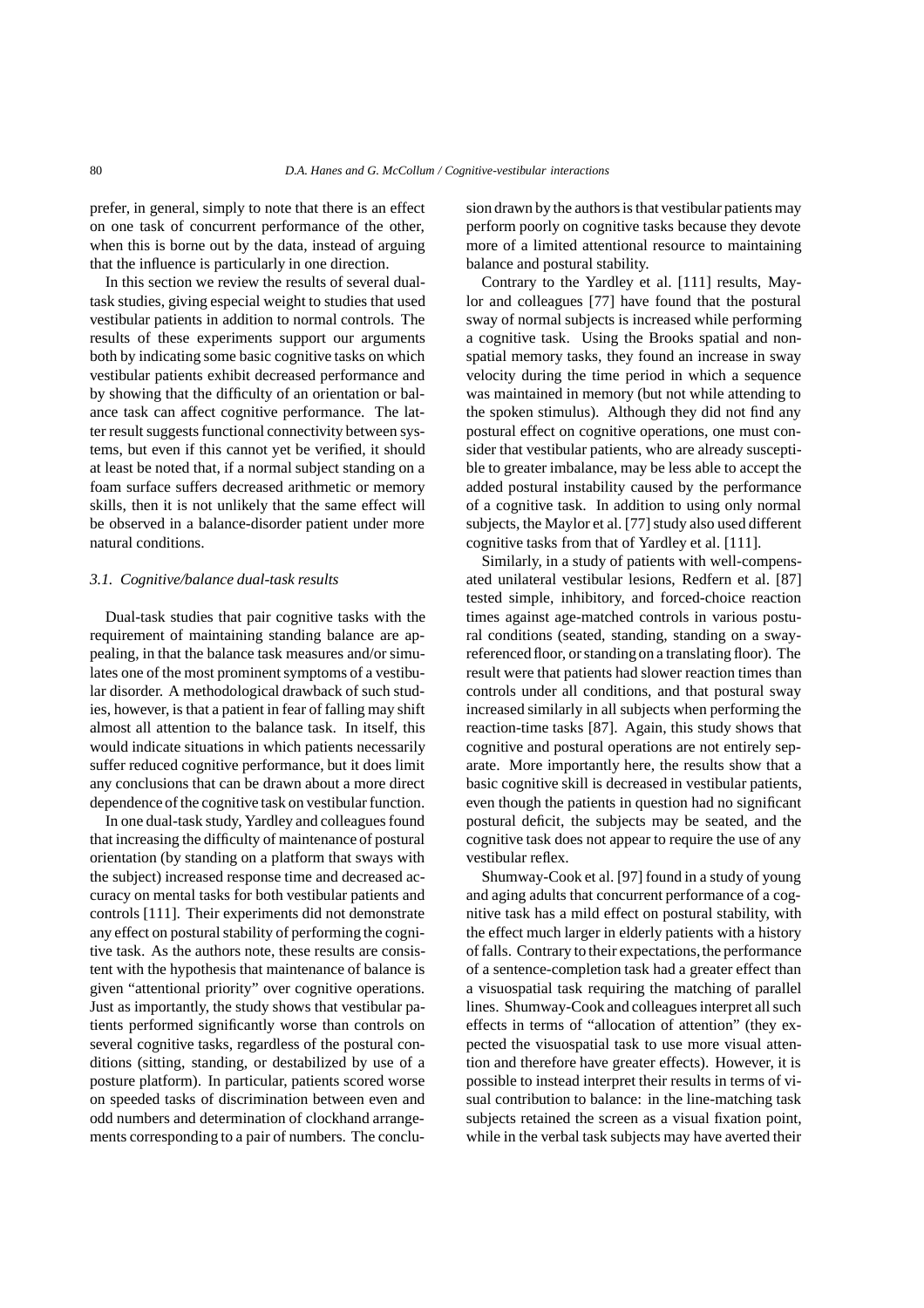prefer, in general, simply to note that there is an effect on one task of concurrent performance of the other, when this is borne out by the data, instead of arguing that the influence is particularly in one direction.

In this section we review the results of several dual-task studies, giving especial weight to studies that used vestibular patients in addition to normal controls. The results of these experiments support our arguments both by indicating some basic cognitive tasks on which vestibular patients exhibit decreased performance and by showing that the difficulty of an orientation or balance task can affect cognitive performance. The latter result suggests functional connectivity between systems, but even if this cannot yet be verified, it should at least be noted that, if a normal subject standing on a foam surface suffers decreased arithmetic or memory skills, then it is not unlikely that the same effect will be observed in a balance-disorder patient under more natural conditions.

### *3.1. Cognitive/balance dual-task results*

Dual-task studies that pair cognitive tasks with the requirement of maintaining standing balance are appealing, in that the balance task measures and/or simulates one of the most prominent symptoms of a vestibular disorder. A methodological drawback of such studies, however, is that a patient in fear of falling may shift almost all attention to the balance task. In itself, this would indicate situations in which patients necessarily suffer reduced cognitive performance, but it does limit any conclusions that can be drawn about a more direct dependence of the cognitive task on vestibular function.

In one dual-task study, Yardley and colleagues found that increasing the difficulty of maintenance of postural orientation (by standing on a platform that sways with the subject) increased response time and decreased accuracy on mental tasks for both vestibular patients and controls [111]. Their experiments did not demonstrate any effect on postural stability of performing the cognitive task. As the authors note, these results are consistent with the hypothesis that maintenance of balance is given "attentional priority" over cognitive operations. Just as importantly, the study shows that vestibular patients performed significantly worse than controls on several cognitive tasks, regardless of the postural conditions (sitting, standing, or destabilized by use of a posture platform). In particular, patients scored worse on speeded tasks of discrimination between even and odd numbers and determination of clockhand arrangements corresponding to a pair of numbers. The conclusion drawn by the authors is that vestibular patients may perform poorly on cognitive tasks because they devote more of a limited attentional resource to maintaining balance and postural stability.

Contrary to the Yardley et al. [111] results, Maylor and colleagues [77] have found that the postural sway of normal subjects is increased while performing a cognitive task. Using the Brooks spatial and non-spatial memory tasks, they found an increase in sway velocity during the time period in which a sequence was maintained in memory (but not while attending to the spoken stimulus). Although they did not find any postural effect on cognitive operations, one must consider that vestibular patients, who are already susceptible to greater imbalance, may be less able to accept the added postural instability caused by the performance of a cognitive task. In addition to using only normal subjects, the Maylor et al. [77] study also used different cognitive tasks from that of Yardley et al. [111].

Similarly, in a study of patients with well-compensated unilateral vestibular lesions, Redfern et al. [87] tested simple, inhibitory, and forced-choice reaction times against age-matched controls in various postural conditions (seated, standing, standing on a sway-referenced floor, or standing on a translating floor). The result were that patients had slower reaction times than controls under all conditions, and that postural sway increased similarly in all subjects when performing the reaction-time tasks [87]. Again, this study shows that cognitive and postural operations are not entirely separate. More importantly here, the results show that a basic cognitive skill is decreased in vestibular patients, even though the patients in question had no significant postural deficit, the subjects may be seated, and the cognitive task does not appear to require the use of any vestibular reflex.

Shumway-Cook et al. [97] found in a study of young and aging adults that concurrent performance of a cognitive task has a mild effect on postural stability, with the effect much larger in elderly patients with a history of falls. Contrary to their expectations, the performance of a sentence-completion task had a greater effect than a visuospatial task requiring the matching of parallel lines. Shumway-Cook and colleagues interpret all such effects in terms of "allocation of attention" (they expected the visuospatial task to use more visual attention and therefore have greater effects). However, it is possible to instead interpret their results in terms of visual contribution to balance: in the line-matching task subjects retained the screen as a visual fixation point, while in the verbal task subjects may have averted their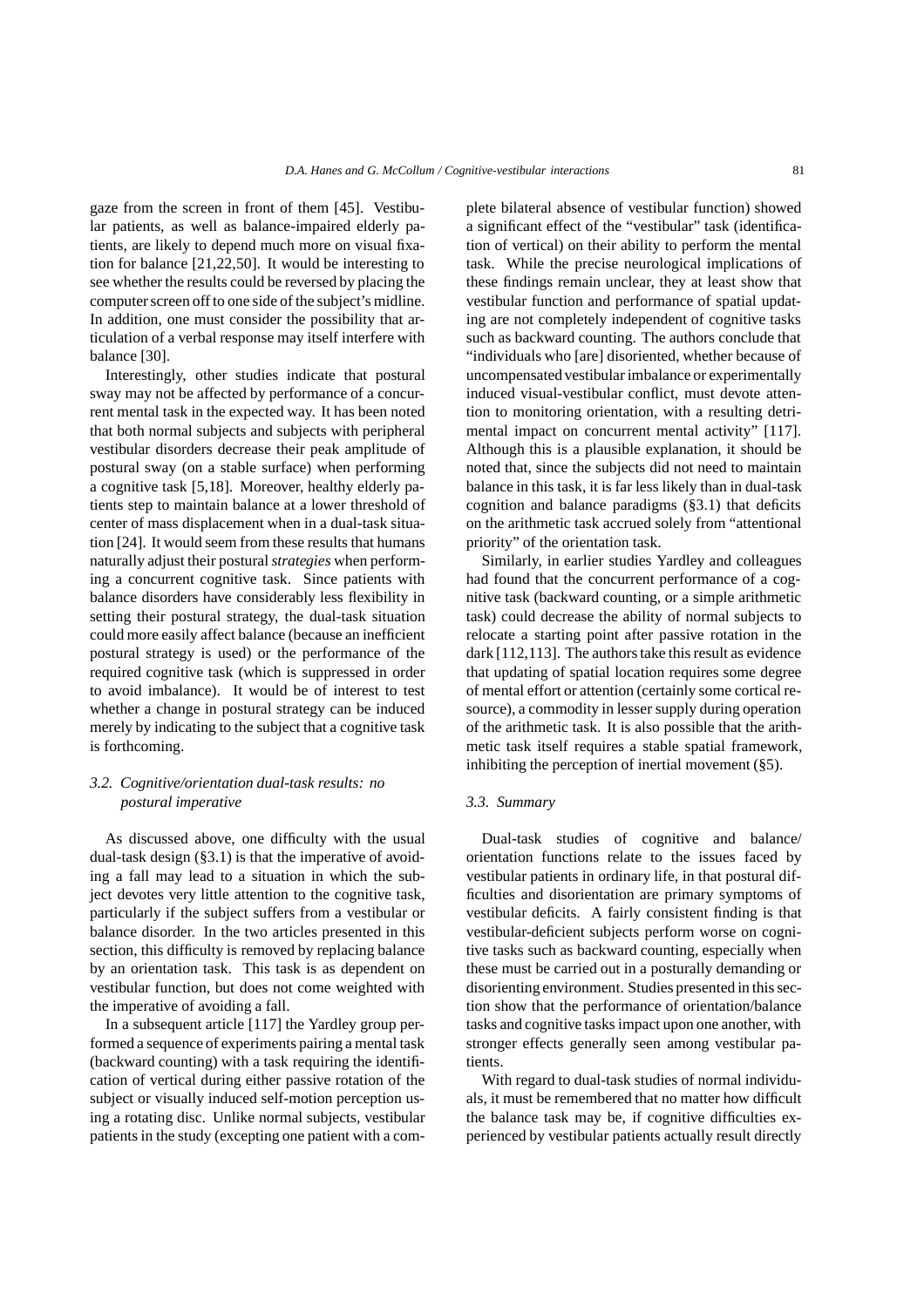gaze from the screen in front of them [45]. Vestibular patients, as well as balance-impaired elderly patients, are likely to depend much more on visual fixation for balance [21,22,50]. It would be interesting to see whether the results could be reversed by placing the computer screen off to one side of the subject's midline. In addition, one must consider the possibility that articulation of a verbal response may itself interfere with balance [30].

Interestingly, other studies indicate that postural sway may not be affected by performance of a concurrent mental task in the expected way. It has been noted that both normal subjects and subjects with peripheral vestibular disorders decrease their peak amplitude of postural sway (on a stable surface) when performing a cognitive task [5,18]. Moreover, healthy elderly patients step to maintain balance at a lower threshold of center of mass displacement when in a dual-task situation [24]. It would seem from these results that humans naturally adjust their postural *strategies* when performing a concurrent cognitive task. Since patients with balance disorders have considerably less flexibility in setting their postural strategy, the dual-task situation could more easily affect balance (because an inefficient postural strategy is used) or the performance of the required cognitive task (which is suppressed in order to avoid imbalance). It would be of interest to test whether a change in postural strategy can be induced merely by indicating to the subject that a cognitive task is forthcoming.

### *3.2. Cognitive/orientation dual-task results: no postural imperative*

As discussed above, one difficulty with the usual dual-task design (§3.1) is that the imperative of avoiding a fall may lead to a situation in which the subject devotes very little attention to the cognitive task, particularly if the subject suffers from a vestibular or balance disorder. In the two articles presented in this section, this difficulty is removed by replacing balance by an orientation task. This task is as dependent on vestibular function, but does not come weighted with the imperative of avoiding a fall.

In a subsequent article [117] the Yardley group performed a sequence of experiments pairing a mental task (backward counting) with a task requiring the identification of vertical during either passive rotation of the subject or visually induced self-motion perception using a rotating disc. Unlike normal subjects, vestibular patients in the study (excepting one patient with a complete bilateral absence of vestibular function) showed a significant effect of the "vestibular" task (identification of vertical) on their ability to perform the mental task. While the precise neurological implications of these findings remain unclear, they at least show that vestibular function and performance of spatial updating are not completely independent of cognitive tasks such as backward counting. The authors conclude that "individuals who [are] disoriented, whether because of uncompensated vestibular imbalance or experimentally induced visual-vestibular conflict, must devote attention to monitoring orientation, with a resulting detrimental impact on concurrent mental activity" [117]. Although this is a plausible explanation, it should be noted that, since the subjects did not need to maintain balance in this task, it is far less likely than in dual-task cognition and balance paradigms (§3.1) that deficits on the arithmetic task accrued solely from "attentional priority" of the orientation task.

Similarly, in earlier studies Yardley and colleagues had found that the concurrent performance of a cognitive task (backward counting, or a simple arithmetic task) could decrease the ability of normal subjects to relocate a starting point after passive rotation in the dark [112,113]. The authors take this result as evidence that updating of spatial location requires some degree of mental effort or attention (certainly some cortical resource), a commodity in lesser supply during operation of the arithmetic task. It is also possible that the arithmetic task itself requires a stable spatial framework, inhibiting the perception of inertial movement (§5).

### *3.3. Summary*

Dual-task studies of cognitive and balance/orientation functions relate to the issues faced by vestibular patients in ordinary life, in that postural difficulties and disorientation are primary symptoms of vestibular deficits. A fairly consistent finding is that vestibular-deficient subjects perform worse on cognitive tasks such as backward counting, especially when these must be carried out in a posturally demanding or disorienting environment. Studies presented in this section show that the performance of orientation/balance tasks and cognitive tasks impact upon one another, with stronger effects generally seen among vestibular patients.

With regard to dual-task studies of normal individuals, it must be remembered that no matter how difficult the balance task may be, if cognitive difficulties experienced by vestibular patients actually result directly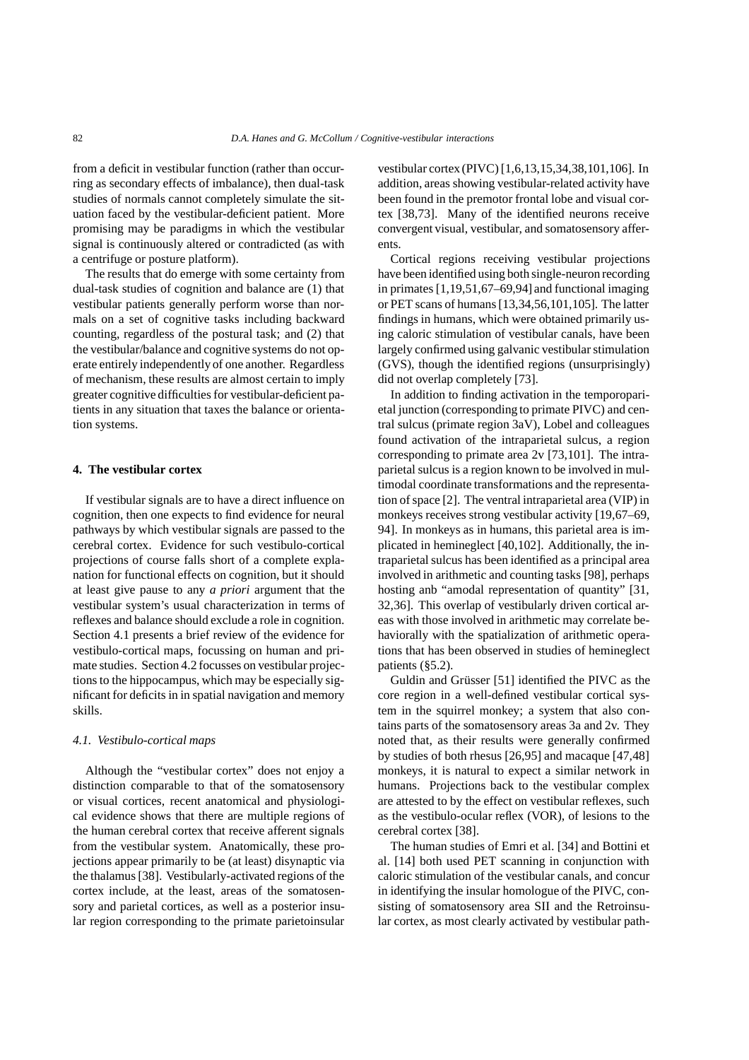from a deficit in vestibular function (rather than occurring as secondary effects of imbalance), then dual-task studies of normals cannot completely simulate the situation faced by the vestibular-deficient patient. More promising may be paradigms in which the vestibular signal is continuously altered or contradicted (as with a centrifuge or posture platform).

The results that do emerge with some certainty from dual-task studies of cognition and balance are (1) that vestibular patients generally perform worse than normals on a set of cognitive tasks including backward counting, regardless of the postural task; and (2) that the vestibular/balance and cognitive systems do not operate entirely independently of one another. Regardless of mechanism, these results are almost certain to imply greater cognitive difficulties for vestibular-deficient patients in any situation that taxes the balance or orientation systems.

## 4. The vestibular cortex

If vestibular signals are to have a direct influence on cognition, then one expects to find evidence for neural pathways by which vestibular signals are passed to the cerebral cortex. Evidence for such vestibulo-cortical projections of course falls short of a complete explanation for functional effects on cognition, but it should at least give pause to any *a priori* argument that the vestibular system's usual characterization in terms of reflexes and balance should exclude a role in cognition. Section 4.1 presents a brief review of the evidence for vestibulo-cortical maps, focussing on human and primate studies. Section 4.2 focusses on vestibular projections to the hippocampus, which may be especially significant for deficits in in spatial navigation and memory skills.

### *4.1. Vestibulo-cortical maps*

Although the "vestibular cortex" does not enjoy a distinction comparable to that of the somatosensory or visual cortices, recent anatomical and physiological evidence shows that there are multiple regions of the human cerebral cortex that receive afferent signals from the vestibular system. Anatomically, these projections appear primarily to be (at least) disynaptic via the thalamus [38]. Vestibularly-activated regions of the cortex include, at the least, areas of the somatosensory and parietal cortices, as well as a posterior insular region corresponding to the primate parietoinsular vestibular cortex (PIVC) [1,6,13,15,34,38,101,106]. In addition, areas showing vestibular-related activity have been found in the premotor frontal lobe and visual cortex [38,73]. Many of the identified neurons receive convergent visual, vestibular, and somatosensory afferents.

Cortical regions receiving vestibular projections have been identified using both single-neuron recording in primates [1,19,51,67–69,94] and functional imaging or PET scans of humans [13,34,56,101,105]. The latter findings in humans, which were obtained primarily using caloric stimulation of vestibular canals, have been largely confirmed using galvanic vestibular stimulation (GVS), though the identified regions (unsurprisingly) did not overlap completely [73].

In addition to finding activation in the temporoparietal junction (corresponding to primate PIVC) and central sulcus (primate region 3aV), Lobel and colleagues found activation of the intraparietal sulcus, a region corresponding to primate area 2v [73,101]. The intraparietal sulcus is a region known to be involved in multimodal coordinate transformations and the representation of space [2]. The ventral intraparietal area (VIP) in monkeys receives strong vestibular activity [19,67–69, 94]. In monkeys as in humans, this parietal area is implicated in hemineglect [40,102]. Additionally, the intraparietal sulcus has been identified as a principal area involved in arithmetic and counting tasks [98], perhaps hosting anb "amodal representation of quantity" [31, 32,36]. This overlap of vestibularly driven cortical areas with those involved in arithmetic may correlate behaviorally with the spatialization of arithmetic operations that has been observed in studies of hemineglect patients (§5.2).

Guldin and Grüsser [51] identified the PIVC as the core region in a well-defined vestibular cortical system in the squirrel monkey; a system that also contains parts of the somatosensory areas 3a and 2v. They noted that, as their results were generally confirmed by studies of both rhesus [26,95] and macaque [47,48] monkeys, it is natural to expect a similar network in humans. Projections back to the vestibular complex are attested to by the effect on vestibular reflexes, such as the vestibulo-ocular reflex (VOR), of lesions to the cerebral cortex [38].

The human studies of Emri et al. [34] and Bottini et al. [14] both used PET scanning in conjunction with caloric stimulation of the vestibular canals, and concur in identifying the insular homologue of the PIVC, consisting of somatosensory area SII and the Retroinsular cortex, as most clearly activated by vestibular path-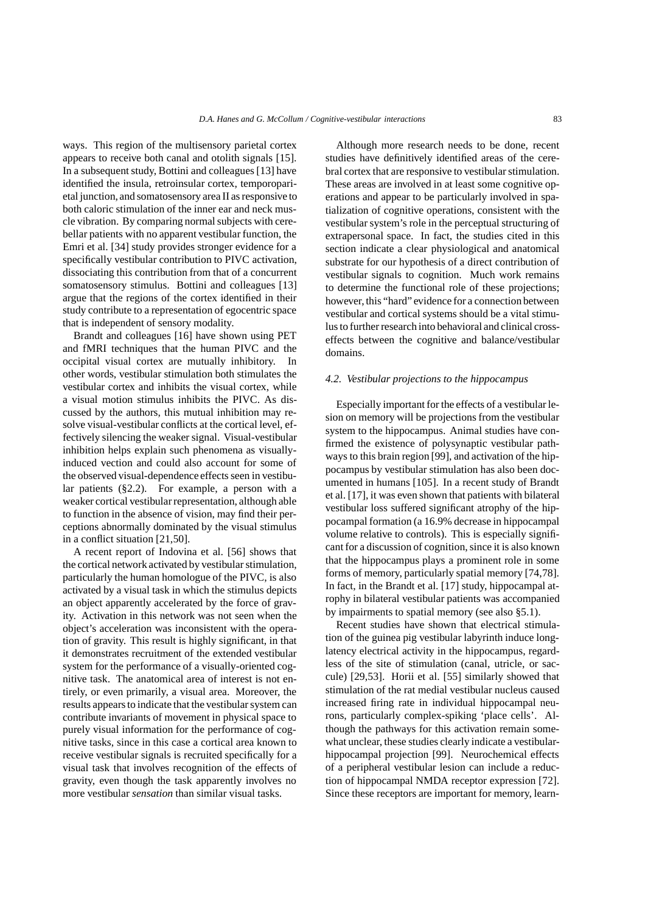ways. This region of the multisensory parietal cortex appears to receive both canal and otolith signals [15]. In a subsequent study, Bottini and colleagues [13] have identified the insula, retroinsular cortex, temporoparietal junction, and somatosensory area II as responsive to both caloric stimulation of the inner ear and neck muscle vibration. By comparing normal subjects with cerebellar patients with no apparent vestibular function, the Emri et al. [34] study provides stronger evidence for a specifically vestibular contribution to PIVC activation, dissociating this contribution from that of a concurrent somatosensory stimulus. Bottini and colleagues [13] argue that the regions of the cortex identified in their study contribute to a representation of egocentric space that is independent of sensory modality.

Brandt and colleagues [16] have shown using PET and fMRI techniques that the human PIVC and the occipital visual cortex are mutually inhibitory. In other words, vestibular stimulation both stimulates the vestibular cortex and inhibits the visual cortex, while a visual motion stimulus inhibits the PIVC. As discussed by the authors, this mutual inhibition may resolve visual-vestibular conflicts at the cortical level, effectively silencing the weaker signal. Visual-vestibular inhibition helps explain such phenomena as visually-induced vection and could also account for some of the observed visual-dependence effects seen in vestibular patients (§2.2). For example, a person with a weaker cortical vestibular representation, although able to function in the absence of vision, may find their perceptions abnormally dominated by the visual stimulus in a conflict situation [21,50].

A recent report of Indovina et al. [56] shows that the cortical network activated by vestibular stimulation, particularly the human homologue of the PIVC, is also activated by a visual task in which the stimulus depicts an object apparently accelerated by the force of gravity. Activation in this network was not seen when the object's acceleration was inconsistent with the operation of gravity. This result is highly significant, in that it demonstrates recruitment of the extended vestibular system for the performance of a visually-oriented cognitive task. The anatomical area of interest is not entirely, or even primarily, a visual area. Moreover, the results appears to indicate that the vestibular system can contribute invariants of movement in physical space to purely visual information for the performance of cognitive tasks, since in this case a cortical area known to receive vestibular signals is recruited specifically for a visual task that involves recognition of the effects of gravity, even though the task apparently involves no more vestibular *sensation* than similar visual tasks.

Although more research needs to be done, recent studies have definitively identified areas of the cerebral cortex that are responsive to vestibular stimulation. These areas are involved in at least some cognitive operations and appear to be particularly involved in spatialization of cognitive operations, consistent with the vestibular system's role in the perceptual structuring of extrapersonal space. In fact, the studies cited in this section indicate a clear physiological and anatomical substrate for our hypothesis of a direct contribution of vestibular signals to cognition. Much work remains to determine the functional role of these projections; however, this "hard" evidence for a connection between vestibular and cortical systems should be a vital stimulus to further research into behavioral and clinical cross-effects between the cognitive and balance/vestibular domains.

### *4.2. Vestibular projections to the hippocampus*

Especially important for the effects of a vestibular lesion on memory will be projections from the vestibular system to the hippocampus. Animal studies have confirmed the existence of polysynaptic vestibular pathways to this brain region [99], and activation of the hippocampus by vestibular stimulation has also been documented in humans [105]. In a recent study of Brandt et al. [17], it was even shown that patients with bilateral vestibular loss suffered significant atrophy of the hippocampal formation (a 16.9% decrease in hippocampal volume relative to controls). This is especially significant for a discussion of cognition, since it is also known that the hippocampus plays a prominent role in some forms of memory, particularly spatial memory [74,78]. In fact, in the Brandt et al. [17] study, hippocampal atrophy in bilateral vestibular patients was accompanied by impairments to spatial memory (see also §5.1).

Recent studies have shown that electrical stimulation of the guinea pig vestibular labyrinth induce long-latency electrical activity in the hippocampus, regardless of the site of stimulation (canal, utricle, or saccule) [29,53]. Horii et al. [55] similarly showed that stimulation of the rat medial vestibular nucleus caused increased firing rate in individual hippocampal neurons, particularly complex-spiking 'place cells'. Although the pathways for this activation remain somewhat unclear, these studies clearly indicate a vestibular-hippocampal projection [99]. Neurochemical effects of a peripheral vestibular lesion can include a reduction of hippocampal NMDA receptor expression [72]. Since these receptors are important for memory, learn-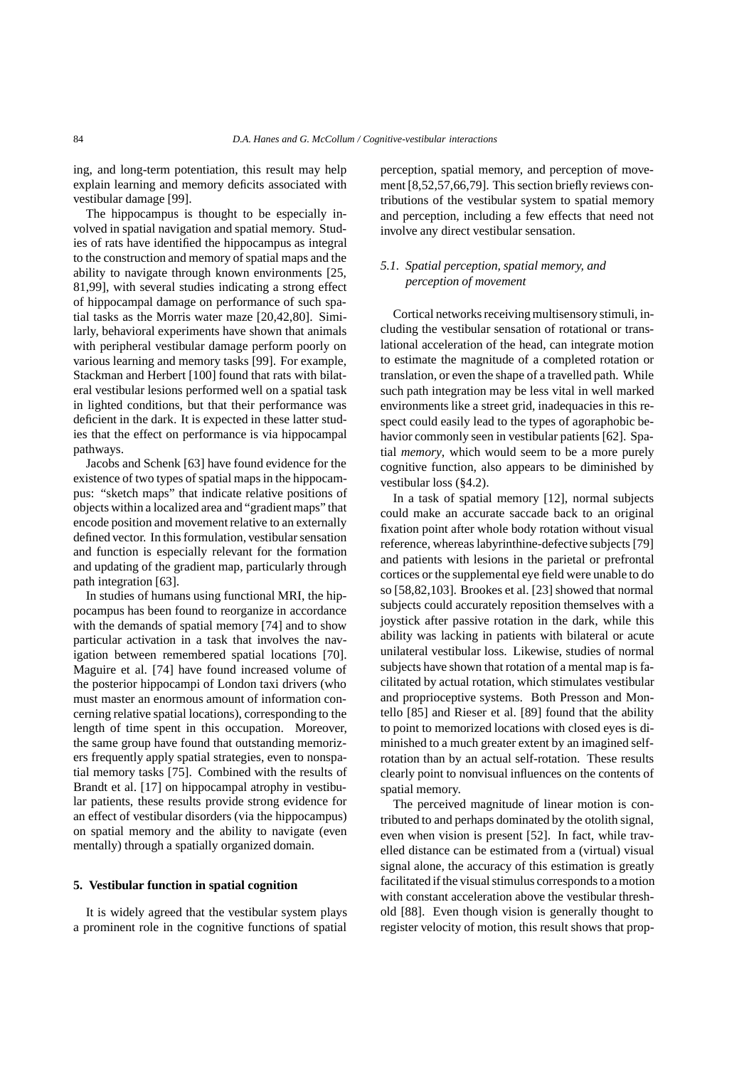ing, and long-term potentiation, this result may help explain learning and memory deficits associated with vestibular damage [99].

The hippocampus is thought to be especially involved in spatial navigation and spatial memory. Studies of rats have identified the hippocampus as integral to the construction and memory of spatial maps and the ability to navigate through known environments [25, 81,99], with several studies indicating a strong effect of hippocampal damage on performance of such spatial tasks as the Morris water maze [20,42,80]. Similarly, behavioral experiments have shown that animals with peripheral vestibular damage perform poorly on various learning and memory tasks [99]. For example, Stackman and Herbert [100] found that rats with bilateral vestibular lesions performed well on a spatial task in lighted conditions, but that their performance was deficient in the dark. It is expected in these latter studies that the effect on performance is via hippocampal pathways.

Jacobs and Schenk [63] have found evidence for the existence of two types of spatial maps in the hippocampus: "sketch maps" that indicate relative positions of objects within a localized area and "gradient maps" that encode position and movement relative to an externally defined vector. In this formulation, vestibular sensation and function is especially relevant for the formation and updating of the gradient map, particularly through path integration [63].

In studies of humans using functional MRI, the hippocampus has been found to reorganize in accordance with the demands of spatial memory [74] and to show particular activation in a task that involves the navigation between remembered spatial locations [70]. Maguire et al. [74] have found increased volume of the posterior hippocampi of London taxi drivers (who must master an enormous amount of information concerning relative spatial locations), corresponding to the length of time spent in this occupation. Moreover, the same group have found that outstanding memorizers frequently apply spatial strategies, even to nonspatial memory tasks [75]. Combined with the results of Brandt et al. [17] on hippocampal atrophy in vestibular patients, these results provide strong evidence for an effect of vestibular disorders (via the hippocampus) on spatial memory and the ability to navigate (even mentally) through a spatially organized domain.

## 5. Vestibular function in spatial cognition

It is widely agreed that the vestibular system plays a prominent role in the cognitive functions of spatial perception, spatial memory, and perception of movement [8,52,57,66,79]. This section briefly reviews contributions of the vestibular system to spatial memory and perception, including a few effects that need not involve any direct vestibular sensation.

### 5.1. *Spatial perception, spatial memory, and perception of movement*

Cortical networks receiving multisensory stimuli, including the vestibular sensation of rotational or translational acceleration of the head, can integrate motion to estimate the magnitude of a completed rotation or translation, or even the shape of a travelled path. While such path integration may be less vital in well marked environments like a street grid, inadequacies in this respect could easily lead to the types of agoraphobic behavior commonly seen in vestibular patients [62]. Spatial *memory*, which would seem to be a more purely cognitive function, also appears to be diminished by vestibular loss (§4.2).

In a task of spatial memory [12], normal subjects could make an accurate saccade back to an original fixation point after whole body rotation without visual reference, whereas labyrinthine-defective subjects [79] and patients with lesions in the parietal or prefrontal cortices or the supplemental eye field were unable to do so [58,82,103]. Brookes et al. [23] showed that normal subjects could accurately reposition themselves with a joystick after passive rotation in the dark, while this ability was lacking in patients with bilateral or acute unilateral vestibular loss. Likewise, studies of normal subjects have shown that rotation of a mental map is facilitated by actual rotation, which stimulates vestibular and proprioceptive systems. Both Presson and Montello [85] and Rieser et al. [89] found that the ability to point to memorized locations with closed eyes is diminished to a much greater extent by an imagined self-rotation than by an actual self-rotation. These results clearly point to nonvisual influences on the contents of spatial memory.

The perceived magnitude of linear motion is contributed to and perhaps dominated by the otolith signal, even when vision is present [52]. In fact, while travelled distance can be estimated from a (virtual) visual signal alone, the accuracy of this estimation is greatly facilitated if the visual stimulus corresponds to a motion with constant acceleration above the vestibular threshold [88]. Even though vision is generally thought to register velocity of motion, this result shows that prop-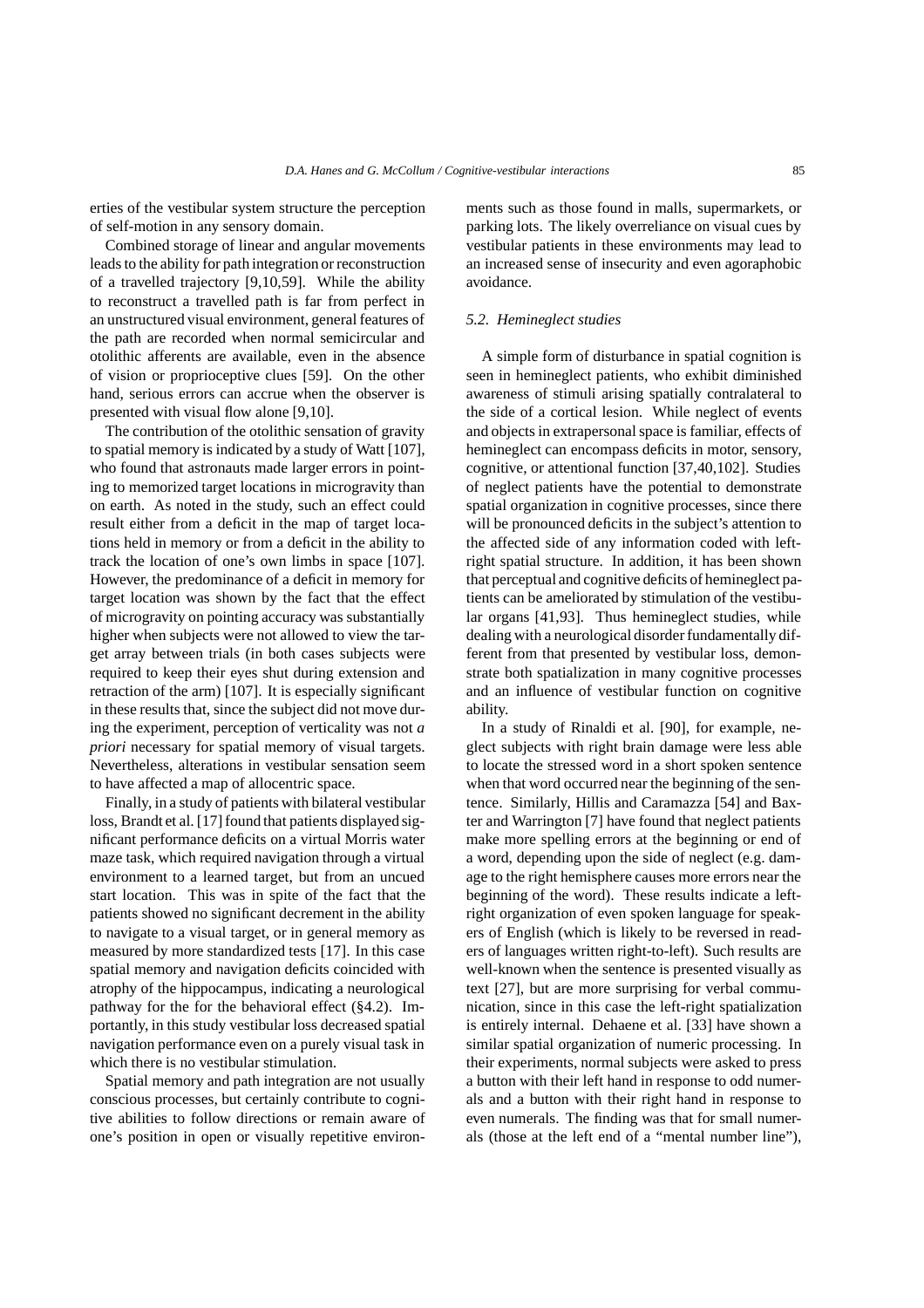erties of the vestibular system structure the perception of self-motion in any sensory domain.

Combined storage of linear and angular movements leads to the ability for path integration or reconstruction of a travelled trajectory [9,10,59]. While the ability to reconstruct a travelled path is far from perfect in an unstructured visual environment, general features of the path are recorded when normal semicircular and otolithic afferents are available, even in the absence of vision or proprioceptive clues [59]. On the other hand, serious errors can accrue when the observer is presented with visual flow alone [9,10].

The contribution of the otolithic sensation of gravity to spatial memory is indicated by a study of Watt [107], who found that astronauts made larger errors in pointing to memorized target locations in microgravity than on earth. As noted in the study, such an effect could result either from a deficit in the map of target locations held in memory or from a deficit in the ability to track the location of one's own limbs in space [107]. However, the predominance of a deficit in memory for target location was shown by the fact that the effect of microgravity on pointing accuracy was substantially higher when subjects were not allowed to view the target array between trials (in both cases subjects were required to keep their eyes shut during extension and retraction of the arm) [107]. It is especially significant in these results that, since the subject did not move during the experiment, perception of verticality was not *a priori* necessary for spatial memory of visual targets. Nevertheless, alterations in vestibular sensation seem to have affected a map of allocentric space.

Finally, in a study of patients with bilateral vestibular loss, Brandt et al. [17] found that patients displayed significant performance deficits on a virtual Morris water maze task, which required navigation through a virtual environment to a learned target, but from an uncued start location. This was in spite of the fact that the patients showed no significant decrement in the ability to navigate to a visual target, or in general memory as measured by more standardized tests [17]. In this case spatial memory and navigation deficits coincided with atrophy of the hippocampus, indicating a neurological pathway for the for the behavioral effect (§4.2). Importantly, in this study vestibular loss decreased spatial navigation performance even on a purely visual task in which there is no vestibular stimulation.

Spatial memory and path integration are not usually conscious processes, but certainly contribute to cognitive abilities to follow directions or remain aware of one's position in open or visually repetitive environments such as those found in malls, supermarkets, or parking lots. The likely overreliance on visual cues by vestibular patients in these environments may lead to an increased sense of insecurity and even agoraphobic avoidance.

### *5.2. Hemineglect studies*

A simple form of disturbance in spatial cognition is seen in hemineglect patients, who exhibit diminished awareness of stimuli arising spatially contralateral to the side of a cortical lesion. While neglect of events and objects in extrapersonal space is familiar, effects of hemineglect can encompass deficits in motor, sensory, cognitive, or attentional function [37,40,102]. Studies of neglect patients have the potential to demonstrate spatial organization in cognitive processes, since there will be pronounced deficits in the subject's attention to the affected side of any information coded with left-right spatial structure. In addition, it has been shown that perceptual and cognitive deficits of hemineglect patients can be ameliorated by stimulation of the vestibular organs [41,93]. Thus hemineglect studies, while dealing with a neurological disorder fundamentally different from that presented by vestibular loss, demonstrate both spatialization in many cognitive processes and an influence of vestibular function on cognitive ability.

In a study of Rinaldi et al. [90], for example, neglect subjects with right brain damage were less able to locate the stressed word in a short spoken sentence when that word occurred near the beginning of the sentence. Similarly, Hillis and Caramazza [54] and Baxter and Warrington [7] have found that neglect patients make more spelling errors at the beginning or end of a word, depending upon the side of neglect (e.g. damage to the right hemisphere causes more errors near the beginning of the word). These results indicate a left-right organization of even spoken language for speakers of English (which is likely to be reversed in readers of languages written right-to-left). Such results are well-known when the sentence is presented visually as text [27], but are more surprising for verbal communication, since in this case the left-right spatialization is entirely internal. Dehaene et al. [33] have shown a similar spatial organization of numeric processing. In their experiments, normal subjects were asked to press a button with their left hand in response to odd numerals and a button with their right hand in response to even numerals. The finding was that for small numerals (those at the left end of a "mental number line"),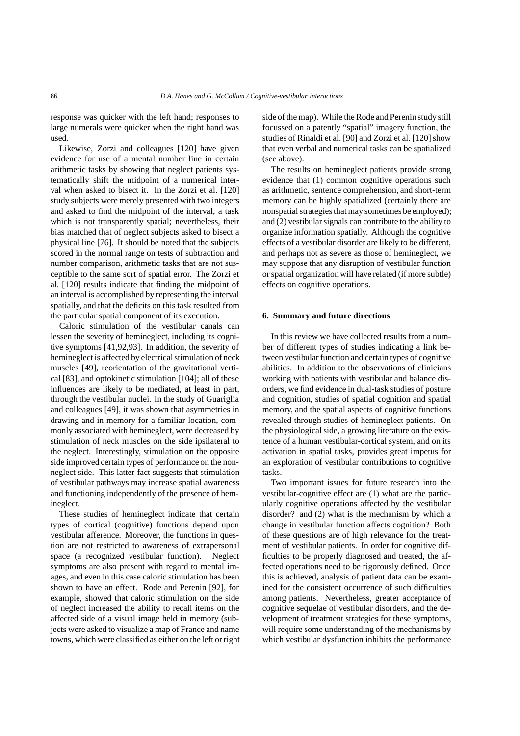response was quicker with the left hand; responses to large numerals were quicker when the right hand was used.

Likewise, Zorzi and colleagues [120] have given evidence for use of a mental number line in certain arithmetic tasks by showing that neglect patients systematically shift the midpoint of a numerical interval when asked to bisect it. In the Zorzi et al. [120] study subjects were merely presented with two integers and asked to find the midpoint of the interval, a task which is not transparently spatial; nevertheless, their bias matched that of neglect subjects asked to bisect a physical line [76]. It should be noted that the subjects scored in the normal range on tests of subtraction and number comparison, arithmetic tasks that are not susceptible to the same sort of spatial error. The Zorzi et al. [120] results indicate that finding the midpoint of an interval is accomplished by representing the interval spatially, and that the deficits on this task resulted from the particular spatial component of its execution.

Caloric stimulation of the vestibular canals can lessen the severity of hemineglect, including its cognitive symptoms [41,92,93]. In addition, the severity of hemineglect is affected by electrical stimulation of neck muscles [49], reorientation of the gravitational vertical [83], and optokinetic stimulation [104]; all of these influences are likely to be mediated, at least in part, through the vestibular nuclei. In the study of Guariglia and colleagues [49], it was shown that asymmetries in drawing and in memory for a familiar location, commonly associated with hemineglect, were decreased by stimulation of neck muscles on the side ipsilateral to the neglect. Interestingly, stimulation on the opposite side improved certain types of performance on the non-neglect side. This latter fact suggests that stimulation of vestibular pathways may increase spatial awareness and functioning independently of the presence of hemineglect.

These studies of hemineglect indicate that certain types of cortical (cognitive) functions depend upon vestibular afference. Moreover, the functions in question are not restricted to awareness of extrapersonal space (a recognized vestibular function). Neglect symptoms are also present with regard to mental images, and even in this case caloric stimulation has been shown to have an effect. Rode and Perenin [92], for example, showed that caloric stimulation on the side of neglect increased the ability to recall items on the affected side of a visual image held in memory (subjects were asked to visualize a map of France and name towns, which were classified as either on the left or right side of the map). While the Rode and Perenin study still focussed on a patently "spatial" imagery function, the studies of Rinaldi et al. [90] and Zorzi et al. [120] show that even verbal and numerical tasks can be spatialized (see above).

The results on hemineglect patients provide strong evidence that (1) common cognitive operations such as arithmetic, sentence comprehension, and short-term memory can be highly spatialized (certainly there are nonspatial strategies that may sometimes be employed); and (2) vestibular signals can contribute to the ability to organize information spatially. Although the cognitive effects of a vestibular disorder are likely to be different, and perhaps not as severe as those of hemineglect, we may suppose that any disruption of vestibular function or spatial organization will have related (if more subtle) effects on cognitive operations.

## 6. Summary and future directions

In this review we have collected results from a number of different types of studies indicating a link between vestibular function and certain types of cognitive abilities. In addition to the observations of clinicians working with patients with vestibular and balance disorders, we find evidence in dual-task studies of posture and cognition, studies of spatial cognition and spatial memory, and the spatial aspects of cognitive functions revealed through studies of hemineglect patients. On the physiological side, a growing literature on the existence of a human vestibular-cortical system, and on its activation in spatial tasks, provides great impetus for an exploration of vestibular contributions to cognitive tasks.

Two important issues for future research into the vestibular-cognitive effect are (1) what are the particularly cognitive operations affected by the vestibular disorder? and (2) what is the mechanism by which a change in vestibular function affects cognition? Both of these questions are of high relevance for the treatment of vestibular patients. In order for cognitive difficulties to be properly diagnosed and treated, the affected operations need to be rigorously defined. Once this is achieved, analysis of patient data can be examined for the consistent occurrence of such difficulties among patients. Nevertheless, greater acceptance of cognitive sequelae of vestibular disorders, and the development of treatment strategies for these symptoms, will require some understanding of the mechanisms by which vestibular dysfunction inhibits the performance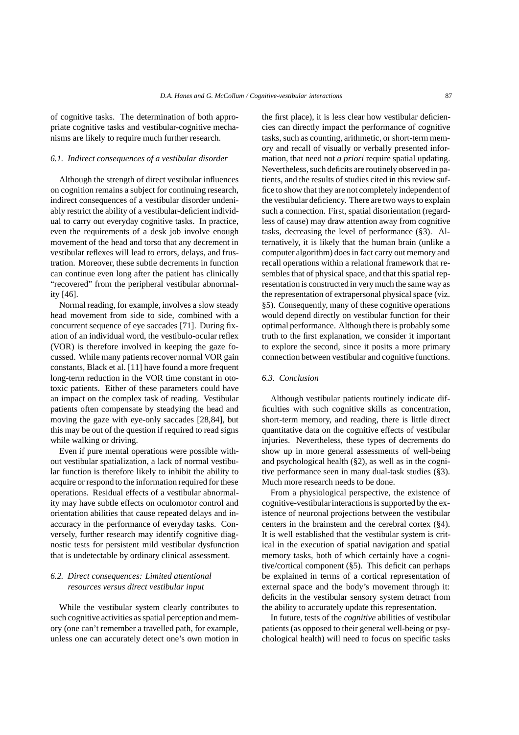of cognitive tasks. The determination of both appropriate cognitive tasks and vestibular-cognitive mechanisms are likely to require much further research.

### *6.1. Indirect consequences of a vestibular disorder*

Although the strength of direct vestibular influences on cognition remains a subject for continuing research, indirect consequences of a vestibular disorder undeniably restrict the ability of a vestibular-deficient individual to carry out everyday cognitive tasks. In practice, even the requirements of a desk job involve enough movement of the head and torso that any decrement in vestibular reflexes will lead to errors, delays, and frustration. Moreover, these subtle decrements in function can continue even long after the patient has clinically "recovered" from the peripheral vestibular abnormality [46].

Normal reading, for example, involves a slow steady head movement from side to side, combined with a concurrent sequence of eye saccades [71]. During fixation of an individual word, the vestibulo-ocular reflex (VOR) is therefore involved in keeping the gaze focussed. While many patients recover normal VOR gain constants, Black et al. [11] have found a more frequent long-term reduction in the VOR time constant in ototoxic patients. Either of these parameters could have an impact on the complex task of reading. Vestibular patients often compensate by steadying the head and moving the gaze with eye-only saccades [28,84], but this may be out of the question if required to read signs while walking or driving.

Even if pure mental operations were possible without vestibular spatialization, a lack of normal vestibular function is therefore likely to inhibit the ability to acquire or respond to the information required for these operations. Residual effects of a vestibular abnormality may have subtle effects on oculomotor control and orientation abilities that cause repeated delays and inaccuracy in the performance of everyday tasks. Conversely, further research may identify cognitive diagnostic tests for persistent mild vestibular dysfunction that is undetectable by ordinary clinical assessment.

### *6.2. Direct consequences: Limited attentional resources versus direct vestibular input*

While the vestibular system clearly contributes to such cognitive activities as spatial perception and memory (one can't remember a travelled path, for example, unless one can accurately detect one's own motion in the first place), it is less clear how vestibular deficiencies can directly impact the performance of cognitive tasks, such as counting, arithmetic, or short-term memory and recall of visually or verbally presented information, that need not *a priori* require spatial updating. Nevertheless, such deficits are routinely observed in patients, and the results of studies cited in this review suffice to show that they are not completely independent of the vestibular deficiency. There are two ways to explain such a connection. First, spatial disorientation (regardless of cause) may draw attention away from cognitive tasks, decreasing the level of performance (§3). Alternatively, it is likely that the human brain (unlike a computer algorithm) does in fact carry out memory and recall operations within a relational framework that resembles that of physical space, and that this spatial representation is constructed in very much the same way as the representation of extrapersonal physical space (viz. §5). Consequently, many of these cognitive operations would depend directly on vestibular function for their optimal performance. Although there is probably some truth to the first explanation, we consider it important to explore the second, since it posits a more primary connection between vestibular and cognitive functions.

### *6.3. Conclusion*

Although vestibular patients routinely indicate difficulties with such cognitive skills as concentration, short-term memory, and reading, there is little direct quantitative data on the cognitive effects of vestibular injuries. Nevertheless, these types of decrements do show up in more general assessments of well-being and psychological health (§2), as well as in the cognitive performance seen in many dual-task studies (§3). Much more research needs to be done.

From a physiological perspective, the existence of cognitive-vestibular interactions is supported by the existence of neuronal projections between the vestibular centers in the brainstem and the cerebral cortex (§4). It is well established that the vestibular system is critical in the execution of spatial navigation and spatial memory tasks, both of which certainly have a cognitive/cortical component (§5). This deficit can perhaps be explained in terms of a cortical representation of external space and the body's movement through it: deficits in the vestibular sensory system detract from the ability to accurately update this representation.

In future, tests of the *cognitive* abilities of vestibular patients (as opposed to their general well-being or psychological health) will need to focus on specific tasks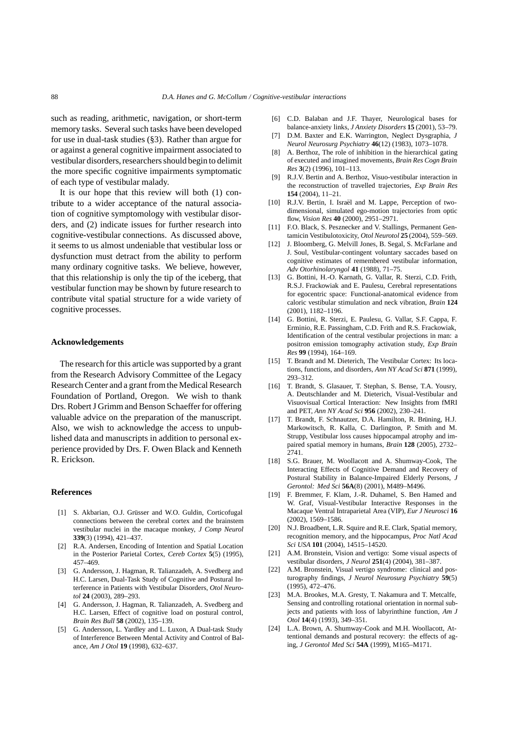such as reading, arithmetic, navigation, or short-term memory tasks. Several such tasks have been developed for use in dual-task studies (§3). Rather than argue for or against a general cognitive impairment associated to vestibular disorders, researchers should begin to delimit the more specific cognitive impairments symptomatic of each type of vestibular malady.

It is our hope that this review will both (1) contribute to a wider acceptance of the natural association of cognitive symptomology with vestibular disorders, and (2) indicate issues for further research into cognitive-vestibular connections. As discussed above, it seems to us almost undeniable that vestibular loss or dysfunction must detract from the ability to perform many ordinary cognitive tasks. We believe, however, that this relationship is only the tip of the iceberg, that vestibular function may be shown by future research to contribute vital spatial structure for a wide variety of cognitive processes.

## Acknowledgements

The research for this article was supported by a grant from the Research Advisory Committee of the Legacy Research Center and a grant from the Medical Research Foundation of Portland, Oregon. We wish to thank Drs. Robert J Grimm and Benson Schaeffer for offering valuable advice on the preparation of the manuscript. Also, we wish to acknowledge the access to unpublished data and manuscripts in addition to personal experience provided by Drs. F. Owen Black and Kenneth R. Erickson.

## References

[1] S. Akbarian, O.J. Grüsser and W.O. Guldin, Corticofugal connections between the cerebral cortex and the brainstem vestibular nuclei in the macaque monkey, *J Comp Neurol* **339**(3) (1994), 421–437.

[2] R.A. Andersen, Encoding of Intention and Spatial Location in the Posterior Parietal Cortex, *Cereb Cortex* **5**(5) (1995), 457–469.

[3] G. Andersson, J. Hagman, R. Talianzadeh, A. Svedberg and H.C. Larsen, Dual-Task Study of Cognitive and Postural Interference in Patients with Vestibular Disorders, *Otol Neurotol* **24** (2003), 289–293.

[4] G. Andersson, J. Hagman, R. Talianzadeh, A. Svedberg and H.C. Larsen, Effect of cognitive load on postural control, *Brain Res Bull* **58** (2002), 135–139.

[5] G. Andersson, L. Yardley and L. Luxon, A Dual-task Study of Interference Between Mental Activity and Control of Balance, *Am J Otol* **19** (1998), 632–637.

[6] C.D. Balaban and J.F. Thayer, Neurological bases for balance-anxiety links, *J Anxiety Disorders* **15** (2001), 53–79.

[7] D.M. Baxter and E.K. Warrington, Neglect Dysgraphia, *J Neurol Neurosurg Psychiatry* **46**(12) (1983), 1073–1078.

[8] A. Berthoz, The role of inhibition in the hierarchical gating of executed and imagined movements, *Brain Res Cogn Brain Res* **3**(2) (1996), 101–113.

[9] R.J.V. Bertin and A. Berthoz, Visuo-vestibular interaction in the reconstruction of travelled trajectories, *Exp Brain Res* **154** (2004), 11–21.

[10] R.J.V. Bertin, I. Israël and M. Lappe, Perception of two-dimensional, simulated ego-motion trajectories from optic flow, *Vision Res* **40** (2000), 2951–2971.

[11] F.O. Black, S. Pesznecker and V. Stallings, Permanent Gentamicin Vestibulotoxicity, *Otol Neurotol* **25** (2004), 559–569.

[12] J. Bloomberg, G. Melvill Jones, B. Segal, S. McFarlane and J. Soul, Vestibular-contingent voluntary saccades based on cognitive estimates of remembered vestibular information, *Adv Otorhinolaryngol* **41** (1988), 71–75.

[13] G. Bottini, H.-O. Karnath, G. Vallar, R. Sterzi, C.D. Frith, R.S.J. Frackowiak and E. Paulesu, Cerebral representations for egocentric space: Functional-anatomical evidence from caloric vestibular stimulation and neck vibration, *Brain* **124** (2001), 1182–1196.

[14] G. Bottini, R. Sterzi, E. Paulesu, G. Vallar, S.F. Cappa, F. Erminio, R.E. Passingham, C.D. Frith and R.S. Frackowiak, Identification of the central vestibular projections in man: a positron emission tomography activation study, *Exp Brain Res* **99** (1994), 164–169.

[15] T. Brandt and M. Dieterich, The Vestibular Cortex: Its locations, functions, and disorders, *Ann NY Acad Sci* **871** (1999), 293–312.

[16] T. Brandt, S. Glasauer, T. Stephan, S. Bense, T.A. Yousry, A. Deutschlander and M. Dieterich, Visual-Vestibular and Visuovisual Cortical Interaction: New Insights from fMRI and PET, *Ann NY Acad Sci* **956** (2002), 230–241.

[17] T. Brandt, F. Schnautzer, D.A. Hamilton, R. Brüning, H.J. Markowitsch, R. Kalla, C. Darlington, P. Smith and M. Strupp, Vestibular loss causes hippocampal atrophy and impaired spatial memory in humans, *Brain* **128** (2005), 2732–2741.

[18] S.G. Brauer, M. Woollacott and A. Shumway-Cook, The Interacting Effects of Cognitive Demand and Recovery of Postural Stability in Balance-Impaired Elderly Persons, *J Gerontol: Med Sci* **56A**(8) (2001), M489–M496.

[19] F. Bremmer, F. Klam, J.-R. Duhamel, S. Ben Hamed and W. Graf, Visual-Vestibular Interactive Responses in the Macaque Ventral Intraparietal Area (VIP), *Eur J Neurosci* **16** (2002), 1569–1586.

[20] N.J. Broadbent, L.R. Squire and R.E. Clark, Spatial memory, recognition memory, and the hippocampus, *Proc Natl Acad Sci USA* **101** (2004), 14515–14520.

[21] A.M. Bronstein, Vision and vertigo: Some visual aspects of vestibular disorders, *J Neurol* **251**(4) (2004), 381–387.

[22] A.M. Bronstein, Visual vertigo syndrome: clinical and posturography findings, *J Neurol Neurosurg Psychiatry* **59**(5) (1995), 472–476.

[23] M.A. Brookes, M.A. Gresty, T. Nakamura and T. Metcalfe, Sensing and controlling rotational orientation in normal subjects and patients with loss of labyrinthine function, *Am J Otol* **14**(4) (1993), 349–351.

[24] L.A. Brown, A. Shumway-Cook and M.H. Woollacott, Attentional demands and postural recovery: the effects of aging, *J Gerontol Med Sci* **54A** (1999), M165–M171.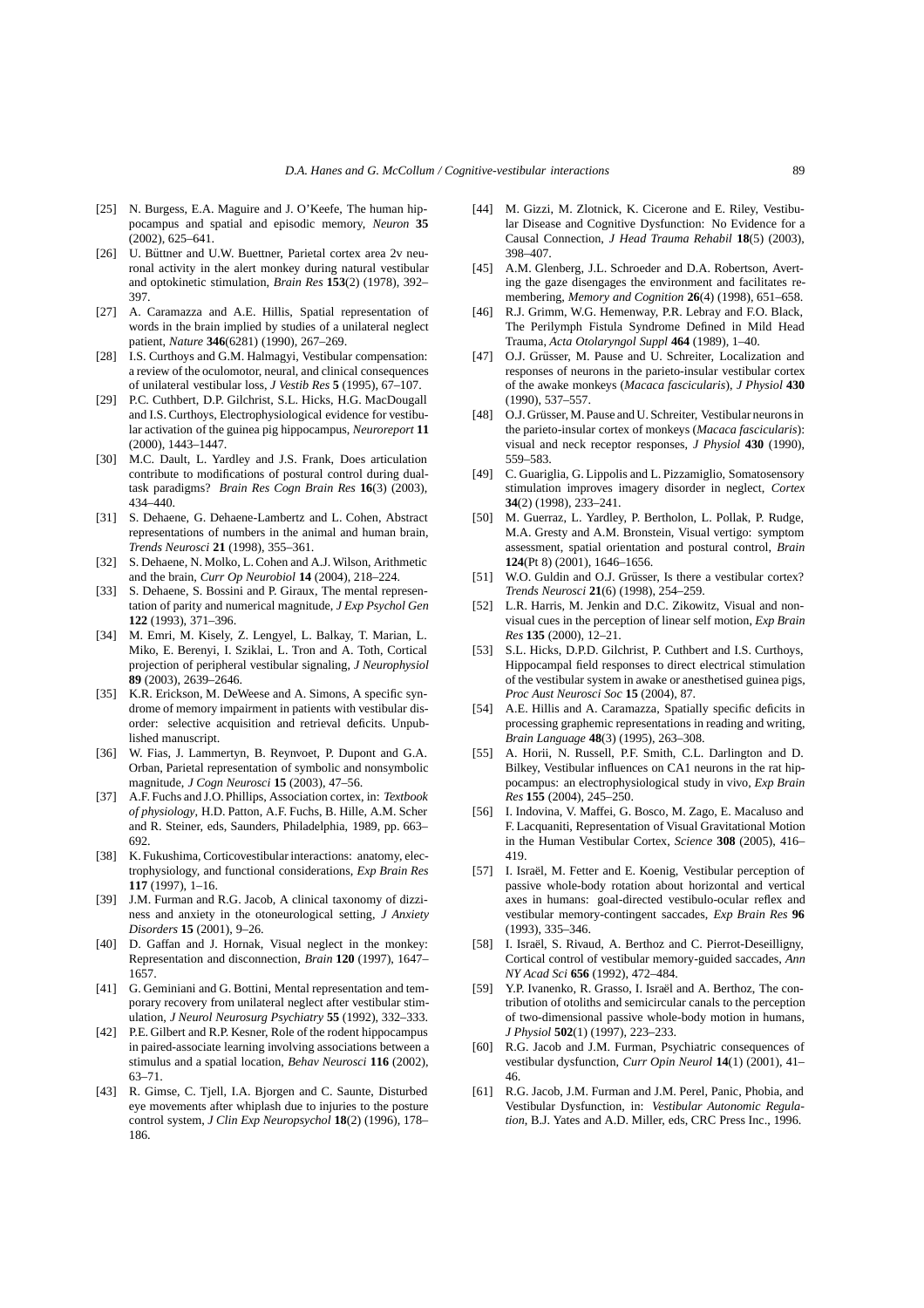[25] N. Burgess, E.A. Maguire and J. O'Keefe, The human hippocampus and spatial and episodic memory, *Neuron* **35** (2002), 625–641.

[26] U. Büttner and U.W. Buettner, Parietal cortex area 2v neuronal activity in the alert monkey during natural vestibular and optokinetic stimulation, *Brain Res* **153**(2) (1978), 392–397.

[27] A. Caramazza and A.E. Hillis, Spatial representation of words in the brain implied by studies of a unilateral neglect patient, *Nature* **346**(6281) (1990), 267–269.

[28] I.S. Curthoys and G.M. Halmagyi, Vestibular compensation: a review of the oculomotor, neural, and clinical consequences of unilateral vestibular loss, *J Vestib Res* **5** (1995), 67–107.

[29] P.C. Cuthbert, D.P. Gilchrist, S.L. Hicks, H.G. MacDougall and I.S. Curthoys, Electrophysiological evidence for vestibular activation of the guinea pig hippocampus, *Neuroreport* **11** (2000), 1443–1447.

[30] M.C. Dault, L. Yardley and J.S. Frank, Does articulation contribute to modifications of postural control during dual-task paradigms? *Brain Res Cogn Brain Res* **16**(3) (2003), 434–440.

[31] S. Dehaene, G. Dehaene-Lambertz and L. Cohen, Abstract representations of numbers in the animal and human brain, *Trends Neurosci* **21** (1998), 355–361.

[32] S. Dehaene, N. Molko, L. Cohen and A.J. Wilson, Arithmetic and the brain, *Curr Op Neurobiol* **14** (2004), 218–224.

[33] S. Dehaene, S. Bossini and P. Giraux, The mental representation of parity and numerical magnitude, *J Exp Psychol Gen* **122** (1993), 371–396.

[34] M. Emri, M. Kisely, Z. Lengyel, L. Balkay, T. Marian, L. Miko, E. Berenyi, I. Sziklai, L. Tron and A. Toth, Cortical projection of peripheral vestibular signaling, *J Neurophysiol* **89** (2003), 2639–2646.

[35] K.R. Erickson, M. DeWeese and A. Simons, A specific syndrome of memory impairment in patients with vestibular disorder: selective acquisition and retrieval deficits. Unpublished manuscript.

[36] W. Fias, J. Lammertyn, B. Reynvoet, P. Dupont and G.A. Orban, Parietal representation of symbolic and nonsymbolic magnitude, *J Cogn Neurosci* **15** (2003), 47–56.

[37] A.F. Fuchs and J.O. Phillips, Association cortex, in: *Textbook of physiology*, H.D. Patton, A.F. Fuchs, B. Hille, A.M. Scher and R. Steiner, eds, Saunders, Philadelphia, 1989, pp. 663–692.

[38] K. Fukushima, Corticovestibular interactions: anatomy, electrophysiology, and functional considerations, *Exp Brain Res* **117** (1997), 1–16.

[39] J.M. Furman and R.G. Jacob, A clinical taxonomy of dizziness and anxiety in the otoneurological setting, *J Anxiety Disorders* **15** (2001), 9–26.

[40] D. Gaffan and J. Hornak, Visual neglect in the monkey: Representation and disconnection, *Brain* **120** (1997), 1647–1657.

[41] G. Geminiani and G. Bottini, Mental representation and temporary recovery from unilateral neglect after vestibular stimulation, *J Neurol Neurosurg Psychiatry* **55** (1992), 332–333.

[42] P.E. Gilbert and R.P. Kesner, Role of the rodent hippocampus in paired-associate learning involving associations between a stimulus and a spatial location, *Behav Neurosci* **116** (2002), 63–71.

[43] R. Gimse, C. Tjell, I.A. Bjorgen and C. Saunte, Disturbed eye movements after whiplash due to injuries to the posture control system, *J Clin Exp Neuropsychol* **18**(2) (1996), 178–186.

[44] M. Gizzi, M. Zlotnick, K. Cicerone and E. Riley, Vestibular Disease and Cognitive Dysfunction: No Evidence for a Causal Connection, *J Head Trauma Rehabil* **18**(5) (2003), 398–407.

[45] A.M. Glenberg, J.L. Schroeder and D.A. Robertson, Averting the gaze disengages the environment and facilitates remembering, *Memory and Cognition* **26**(4) (1998), 651–658.

[46] R.J. Grimm, W.G. Hemenway, P.R. Lebray and F.O. Black, The Perilymph Fistula Syndrome Defined in Mild Head Trauma, *Acta Otolaryngol Suppl* **464** (1989), 1–40.

[47] O.J. Grüsser, M. Pause and U. Schreiter, Localization and responses of neurons in the parieto-insular vestibular cortex of the awake monkeys (*Macaca fascicularis*), *J Physiol* **430** (1990), 537–557.

[48] O.J. Grüsser, M. Pause and U. Schreiter, Vestibular neurons in the parieto-insular cortex of monkeys (*Macaca fascicularis*): visual and neck receptor responses, *J Physiol* **430** (1990), 559–583.

[49] C. Guariglia, G. Lippolis and L. Pizzamiglio, Somatosensory stimulation improves imagery disorder in neglect, *Cortex* **34**(2) (1998), 233–241.

[50] M. Guerraz, L. Yardley, P. Bertholon, L. Pollak, P. Rudge, M.A. Gresty and A.M. Bronstein, Visual vertigo: symptom assessment, spatial orientation and postural control, *Brain* **124**(Pt 8) (2001), 1646–1656.

[51] W.O. Guldin and O.J. Grüsser, Is there a vestibular cortex? *Trends Neurosci* **21**(6) (1998), 254–259.

[52] L.R. Harris, M. Jenkin and D.C. Zikowitz, Visual and non-visual cues in the perception of linear self motion, *Exp Brain Res* **135** (2000), 12–21.

[53] S.L. Hicks, D.P.D. Gilchrist, P. Cuthbert and I.S. Curthoys, Hippocampal field responses to direct electrical stimulation of the vestibular system in awake or anesthetised guinea pigs, *Proc Aust Neurosci Soc* **15** (2004), 87.

[54] A.E. Hillis and A. Caramazza, Spatially specific deficits in processing graphemic representations in reading and writing, *Brain Language* **48**(3) (1995), 263–308.

[55] A. Horii, N. Russell, P.F. Smith, C.L. Darlington and D. Bilkey, Vestibular influences on CA1 neurons in the rat hippocampus: an electrophysiological study in vivo, *Exp Brain Res* **155** (2004), 245–250.

[56] I. Indovina, V. Maffei, G. Bosco, M. Zago, E. Macaluso and F. Lacquaniti, Representation of Visual Gravitational Motion in the Human Vestibular Cortex, *Science* **308** (2005), 416–419.

[57] I. Israël, M. Fetter and E. Koenig, Vestibular perception of passive whole-body rotation about horizontal and vertical axes in humans: goal-directed vestibulo-ocular reflex and vestibular memory-contingent saccades, *Exp Brain Res* **96** (1993), 335–346.

[58] I. Israël, S. Rivaud, A. Berthoz and C. Pierrot-Deseilligny, Cortical control of vestibular memory-guided saccades, *Ann NY Acad Sci* **656** (1992), 472–484.

[59] Y.P. Ivanenko, R. Grasso, I. Israël and A. Berthoz, The contribution of otoliths and semicircular canals to the perception of two-dimensional passive whole-body motion in humans, *J Physiol* **502**(1) (1997), 223–233.

[60] R.G. Jacob and J.M. Furman, Psychiatric consequences of vestibular dysfunction, *Curr Opin Neurol* **14**(1) (2001), 41–46.

[61] R.G. Jacob, J.M. Furman and J.M. Perel, Panic, Phobia, and Vestibular Dysfunction, in: *Vestibular Autonomic Regulation*, B.J. Yates and A.D. Miller, eds, CRC Press Inc., 1996.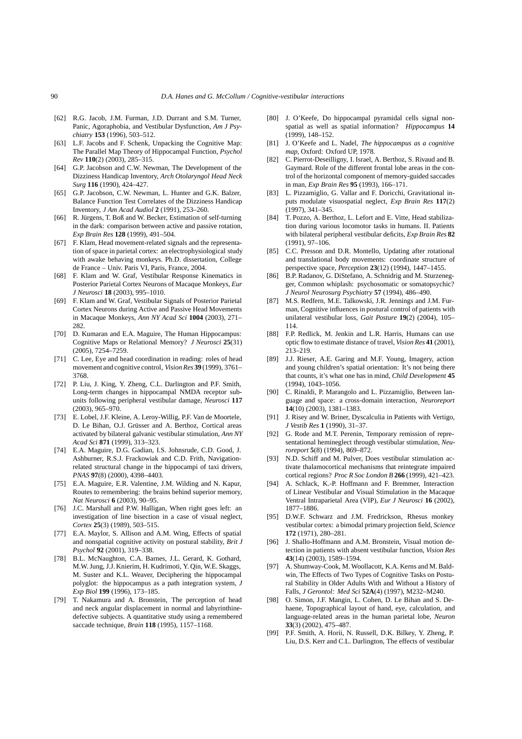[62] R.G. Jacob, J.M. Furman, J.D. Durrant and S.M. Turner, Panic, Agoraphobia, and Vestibular Dysfunction, *Am J Psychiatry* **153** (1996), 503–512.

[63] L.F. Jacobs and F. Schenk, Unpacking the Cognitive Map: The Parallel Map Theory of Hippocampal Function, *Psychol Rev* **110**(2) (2003), 285–315.

[64] G.P. Jacobson and C.W. Newman, The Development of the Dizziness Handicap Inventory, *Arch Otolaryngol Head Neck Surg* **116** (1990), 424–427.

[65] G.P. Jacobson, C.W. Newman, L. Hunter and G.K. Balzer, Balance Function Test Correlates of the Dizziness Handicap Inventory, *J Am Acad Audiol* **2** (1991), 253–260.

[66] R. Jürgens, T. Boß and W. Becker, Estimation of self-turning in the dark: comparison between active and passive rotation, *Exp Brain Res* **128** (1999), 491–504.

[67] F. Klam, Head movement-related signals and the representation of space in parietal cortex: an electrophysiological study with awake behaving monkeys. Ph.D. dissertation, College de France – Univ. Paris VI, Paris, France, 2004.

[68] F. Klam and W. Graf, Vestibular Response Kinematics in Posterior Parietal Cortex Neurons of Macaque Monkeys, *Eur J Neurosci* **18** (2003), 995–1010.

[69] F. Klam and W. Graf, Vestibular Signals of Posterior Parietal Cortex Neurons during Active and Passive Head Movements in Macaque Monkeys, *Ann NY Acad Sci* **1004** (2003), 271–282.

[70] D. Kumaran and E.A. Maguire, The Human Hippocampus: Cognitive Maps or Relational Memory? *J Neurosci* **25**(31) (2005), 7254–7259.

[71] C. Lee, Eye and head coordination in reading: roles of head movement and cognitive control, *Vision Res* **39** (1999), 3761–3768.

[72] P. Liu, J. King, Y. Zheng, C.L. Darlington and P.F. Smith, Long-term changes in hippocampal NMDA receptor subunits following peripheral vestibular damage, *Neurosci* **117** (2003), 965–970.

[73] E. Lobel, J.F. Kleine, A. Leroy-Willig, P.F. Van de Moortele, D. Le Bihan, O.J. Grüsser and A. Berthoz, Cortical areas activated by bilateral galvanic vestibular stimulation, *Ann NY Acad Sci* **871** (1999), 313–323.

[74] E.A. Maguire, D.G. Gadian, I.S. Johnsrude, C.D. Good, J. Ashburner, R.S.J. Frackowiak and C.D. Frith, Navigation-related structural change in the hippocampi of taxi drivers, *PNAS* **97**(8) (2000), 4398–4403.

[75] E.A. Maguire, E.R. Valentine, J.M. Wilding and N. Kapur, Routes to remembering: the brains behind superior memory, *Nat Neurosci* **6** (2003), 90–95.

[76] J.C. Marshall and P.W. Halligan, When right goes left: an investigation of line bisection in a case of visual neglect, *Cortex* **25**(3) (1989), 503–515.

[77] E.A. Maylor, S. Allison and A.M. Wing, Effects of spatial and nonspatial cognitive activity on postural stability, *Brit J Psychol* **92** (2001), 319–338.

[78] B.L. McNaughton, C.A. Barnes, J.L. Gerard, K. Gothard, M.W. Jung, J.J. Knierim, H. Kudrimoti, Y. Qin, W.E. Skaggs, M. Suster and K.L. Weaver, Deciphering the hippocampal polyglot: the hippocampus as a path integration system, *J Exp Biol* **199** (1996), 173–185.

[79] T. Nakamura and A. Bronstein, The perception of head and neck angular displacement in normal and labyrinthine-defective subjects. A quantitative study using a remembered saccade technique, *Brain* **118** (1995), 1157–1168.

[80] J. O'Keefe, Do hippocampal pyramidal cells signal non-spatial as well as spatial information? *Hippocampus* **14** (1999), 148–152.

[81] J. O'Keefe and L. Nadel, *The hippocampus as a cognitive map*, Oxford: Oxford UP, 1978.

[82] C. Pierrot-Deseilligny, I. Israel, A. Berthoz, S. Rivaud and B. Gaymard. Role of the different frontal lobe areas in the control of the horizontal component of memory-guided saccades in man, *Exp Brain Res* **95** (1993), 166–171.

[83] L. Pizzamiglio, G. Vallar and F. Doricchi, Gravitational inputs modulate visuospatial neglect, *Exp Brain Res* **117**(2) (1997), 341–345.

[84] T. Pozzo, A. Berthoz, L. Lefort and E. Vitte, Head stabilization during various locomotor tasks in humans. II. Patients with bilateral peripheral vestibular deficits, *Exp Brain Res* **82** (1991), 97–106.

[85] C.C. Presson and D.R. Montello, Updating after rotational and translational body movements: coordinate structure of perspective space, *Perception* **23**(12) (1994), 1447–1455.

[86] B.P. Radanov, G. DiStefano, A. Schnidrig and M. Sturzenegger, Common whiplash: psychosomatic or somatopsychic? *J Neurol Neurosurg Psychiatry* **57** (1994), 486–490.

[87] M.S. Redfern, M.E. Talkowski, J.R. Jennings and J.M. Furman, Cognitive influences in postural control of patients with unilateral vestibular loss, *Gait Posture* **19**(2) (2004), 105–114.

[88] F.P. Redlick, M. Jenkin and L.R. Harris, Humans can use optic flow to estimate distance of travel, *Vision Res* **41** (2001), 213–219.

[89] J.J. Rieser, A.E. Garing and M.F. Young, Imagery, action and young children's spatial orientation: It's not being there that counts, it's what one has in mind, *Child Development* **45** (1994), 1043–1056.

[90] C. Rinaldi, P. Marangolo and L. Pizzamiglio, Between language and space: a cross-domain interaction, *Neuroreport* **14**(10) (2003), 1381–1383.

[91] J. Risey and W. Briner, Dyscalculia in Patients with Vertigo, *J Vestib Res* **1** (1990), 31–37.

[92] G. Rode and M.T. Perenin, Temporary remission of representational hemineglect through vestibular stimulation, *Neuroreport* **5**(8) (1994), 869–872.

[93] N.D. Schiff and M. Pulver, Does vestibular stimulation activate thalamocortical mechanisms that reintegrate impaired cortical regions? *Proc R Soc London B* **266** (1999), 421–423.

[94] A. Schlack, K.-P. Hoffmann and F. Bremmer, Interaction of Linear Vestibular and Visual Stimulation in the Macaque Ventral Intraparietal Area (VIP), *Eur J Neurosci* **16** (2002), 1877–1886.

[95] D.W.F. Schwarz and J.M. Fredrickson, Rhesus monkey vestibular cortex: a bimodal primary projection field, *Science* **172** (1971), 280–281.

[96] J. Shallo-Hoffmann and A.M. Bronstein, Visual motion detection in patients with absent vestibular function, *Vision Res* **43**(14) (2003), 1589–1594.

[97] A. Shumway-Cook, M. Woollacott, K.A. Kerns and M. Baldwin, The Effects of Two Types of Cognitive Tasks on Postural Stability in Older Adults With and Without a History of Falls, *J Gerontol: Med Sci* **52A**(4) (1997), M232–M240.

[98] O. Simon, J.F. Mangin, L. Cohen, D. Le Bihan and S. Dehaene, Topographical layout of hand, eye, calculation, and language-related areas in the human parietal lobe, *Neuron* **33**(3) (2002), 475–487.

[99] P.F. Smith, A. Horii, N. Russell, D.K. Bilkey, Y. Zheng, P. Liu, D.S. Kerr and C.L. Darlington, The effects of vestibular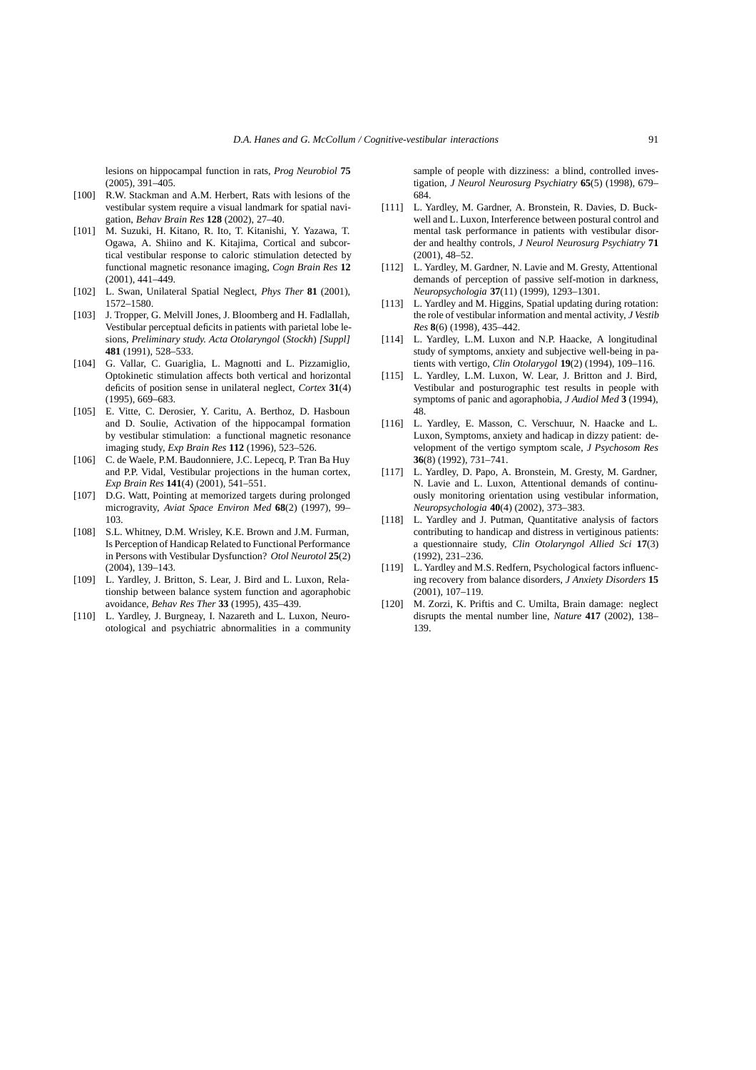lesions on hippocampal function in rats, *Prog Neurobiol* **75** (2005), 391–405.

[100] R.W. Stackman and A.M. Herbert, Rats with lesions of the vestibular system require a visual landmark for spatial navigation, *Behav Brain Res* **128** (2002), 27–40.

[101] M. Suzuki, H. Kitano, R. Ito, T. Kitanishi, Y. Yazawa, T. Ogawa, A. Shiino and K. Kitajima, Cortical and subcortical vestibular response to caloric stimulation detected by functional magnetic resonance imaging, *Cogn Brain Res* **12** (2001), 441–449.

[102] L. Swan, Unilateral Spatial Neglect, *Phys Ther* **81** (2001), 1572–1580.

[103] J. Tropper, G. Melvill Jones, J. Bloomberg and H. Fadlallah, Vestibular perceptual deficits in patients with parietal lobe lesions, *Preliminary study. Acta Otolaryngol* (*Stockh*) *[Suppl]* **481** (1991), 528–533.

[104] G. Vallar, C. Guariglia, L. Magnotti and L. Pizzamiglio, Optokinetic stimulation affects both vertical and horizontal deficits of position sense in unilateral neglect, *Cortex* **31**(4) (1995), 669–683.

[105] E. Vitte, C. Derosier, Y. Caritu, A. Berthoz, D. Hasboun and D. Soulie, Activation of the hippocampal formation by vestibular stimulation: a functional magnetic resonance imaging study, *Exp Brain Res* **112** (1996), 523–526.

[106] C. de Waele, P.M. Baudonniere, J.C. Lepecq, P. Tran Ba Huy and P.P. Vidal, Vestibular projections in the human cortex, *Exp Brain Res* **141**(4) (2001), 541–551.

[107] D.G. Watt, Pointing at memorized targets during prolonged microgravity, *Aviat Space Environ Med* **68**(2) (1997), 99–103.

[108] S.L. Whitney, D.M. Wrisley, K.E. Brown and J.M. Furman, Is Perception of Handicap Related to Functional Performance in Persons with Vestibular Dysfunction? *Otol Neurotol* **25**(2) (2004), 139–143.

[109] L. Yardley, J. Britton, S. Lear, J. Bird and L. Luxon, Relationship between balance system function and agoraphobic avoidance, *Behav Res Ther* **33** (1995), 435–439.

[110] L. Yardley, J. Burgneay, I. Nazareth and L. Luxon, Neuro-otological and psychiatric abnormalities in a community sample of people with dizziness: a blind, controlled investigation, *J Neurol Neurosurg Psychiatry* **65**(5) (1998), 679–684.

[111] L. Yardley, M. Gardner, A. Bronstein, R. Davies, D. Buckwell and L. Luxon, Interference between postural control and mental task performance in patients with vestibular disorder and healthy controls, *J Neurol Neurosurg Psychiatry* **71** (2001), 48–52.

[112] L. Yardley, M. Gardner, N. Lavie and M. Gresty, Attentional demands of perception of passive self-motion in darkness, *Neuropsychologia* **37**(11) (1999), 1293–1301.

[113] L. Yardley and M. Higgins, Spatial updating during rotation: the role of vestibular information and mental activity, *J Vestib Res* **8**(6) (1998), 435–442.

[114] L. Yardley, L.M. Luxon and N.P. Haacke, A longitudinal study of symptoms, anxiety and subjective well-being in patients with vertigo, *Clin Otolarygol* **19**(2) (1994), 109–116.

[115] L. Yardley, L.M. Luxon, W. Lear, J. Britton and J. Bird, Vestibular and posturographic test results in people with symptoms of panic and agoraphobia, *J Audiol Med* **3** (1994), 48.

[116] L. Yardley, E. Masson, C. Verschuur, N. Haacke and L. Luxon, Symptoms, anxiety and hadicap in dizzy patient: development of the vertigo symptom scale, *J Psychosom Res* **36**(8) (1992), 731–741.

[117] L. Yardley, D. Papo, A. Bronstein, M. Gresty, M. Gardner, N. Lavie and L. Luxon, Attentional demands of continuously monitoring orientation using vestibular information, *Neuropsychologia* **40**(4) (2002), 373–383.

[118] L. Yardley and J. Putman, Quantitative analysis of factors contributing to handicap and distress in vertiginous patients: a questionnaire study, *Clin Otolaryngol Allied Sci* **17**(3) (1992), 231–236.

[119] L. Yardley and M.S. Redfern, Psychological factors influencing recovery from balance disorders, *J Anxiety Disorders* **15** (2001), 107–119.

[120] M. Zorzi, K. Priftis and C. Umilta, Brain damage: neglect disrupts the mental number line, *Nature* **417** (2002), 138–139.